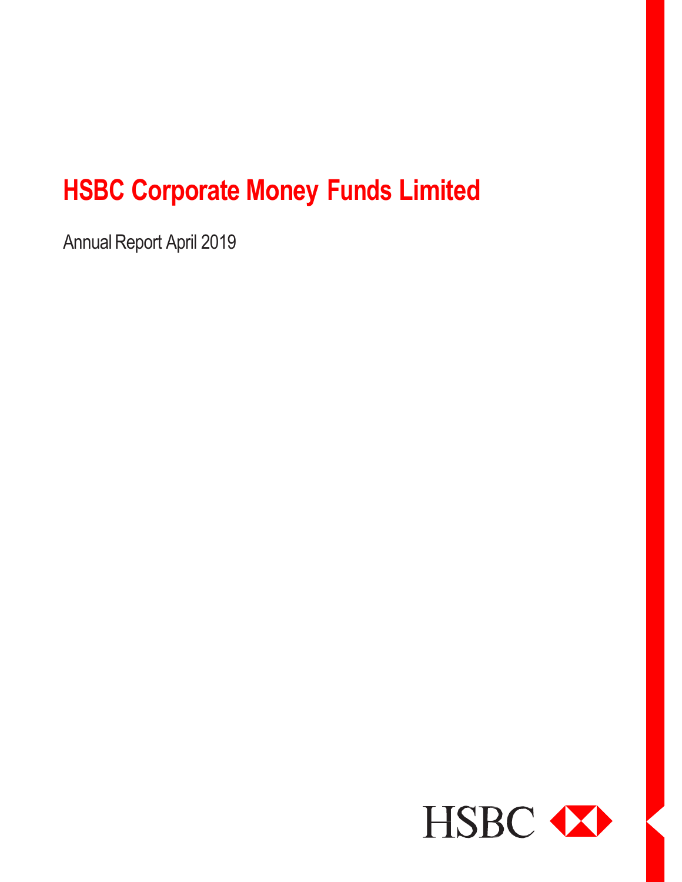# HSBC Corporate Money Funds Limited

Annual Report April 2019

HSBC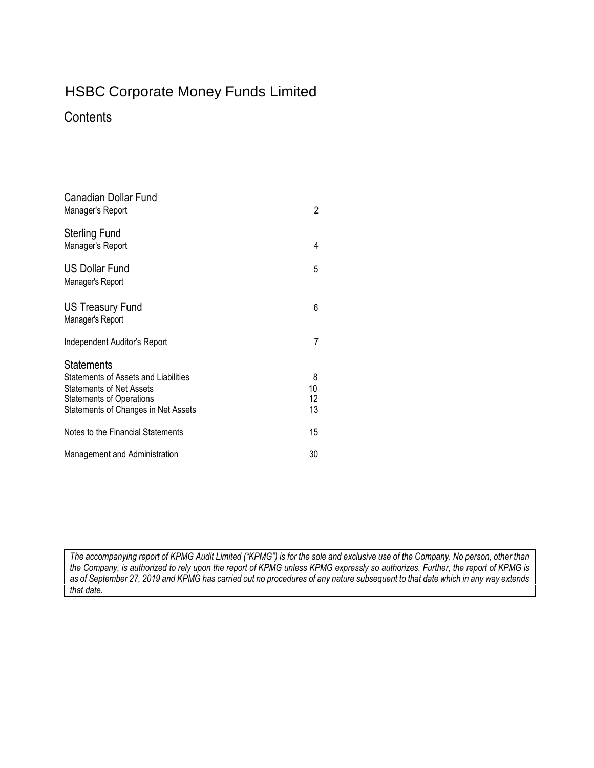# HSBC Corporate Money Funds Limited

## Contents

| | |
|---|---|
| **Canadian Dollar Fund** | |
| Manager's Report | 2 |
| **Sterling Fund** | |
| Manager's Report | 4 |
| **US Dollar Fund** | 5 |
| Manager's Report | |
| **US Treasury Fund** | 6 |
| Manager's Report | |
| Independent Auditor's Report | 7 |
| **Statements** | |
| Statements of Assets and Liabilities | 8 |
| Statements of Net Assets | 10 |
| Statements of Operations | 12 |
| Statements of Changes in Net Assets | 13 |
| Notes to the Financial Statements | 15 |
| Management and Administration | 30 |

*The accompanying report of KPMG Audit Limited ("KPMG") is for the sole and exclusive use of the Company. No person, other than the Company, is authorized to rely upon the report of KPMG unless KPMG expressly so authorizes. Further, the report of KPMG is as of September 27, 2019 and KPMG has carried out no procedures of any nature subsequent to that date which in any way extends that date.*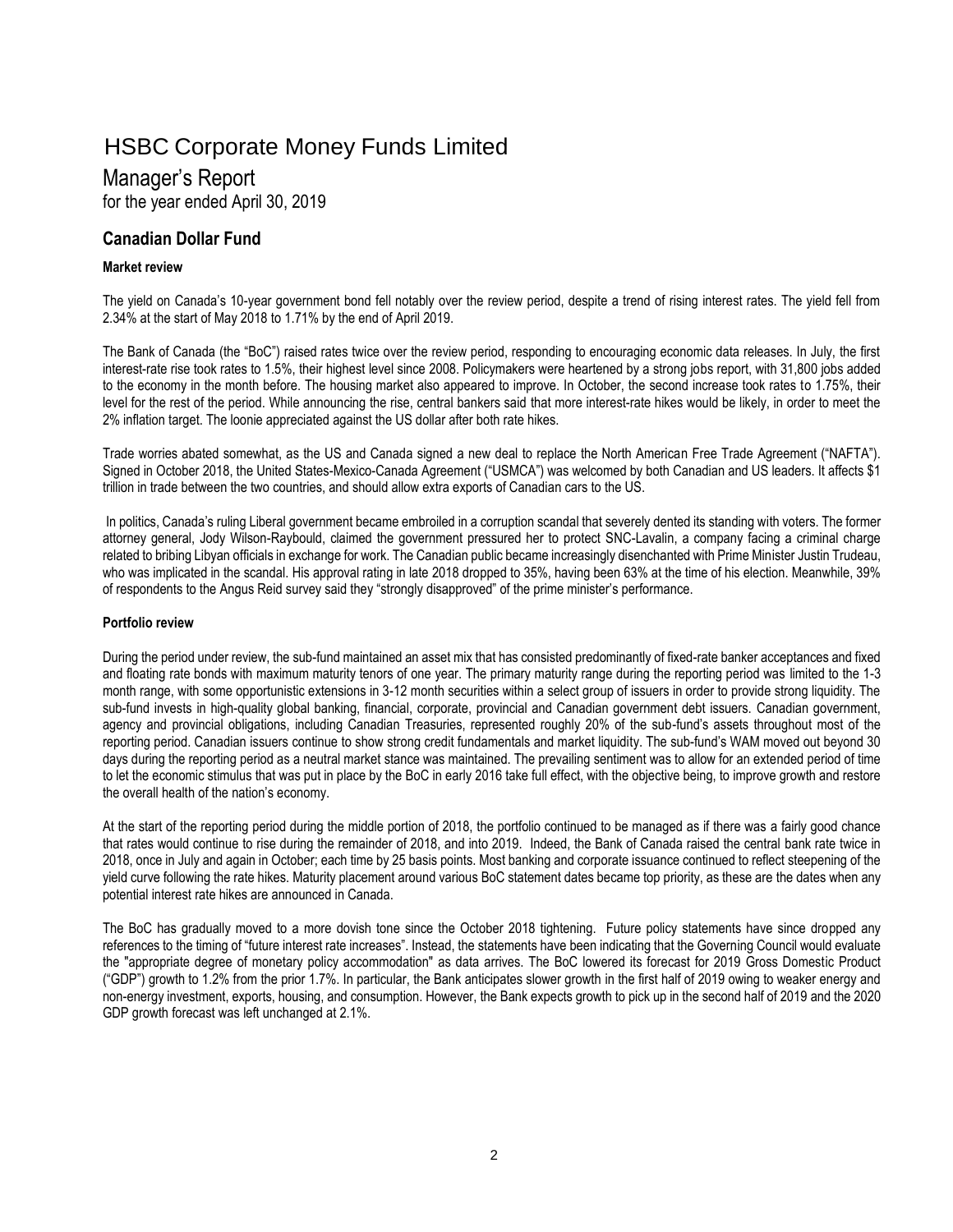# HSBC Corporate Money Funds Limited

Manager's Report
for the year ended April 30, 2019

## Canadian Dollar Fund

### Market review

The yield on Canada's 10-year government bond fell notably over the review period, despite a trend of rising interest rates. The yield fell from 2.34% at the start of May 2018 to 1.71% by the end of April 2019.

The Bank of Canada (the "BoC") raised rates twice over the review period, responding to encouraging economic data releases. In July, the first interest-rate rise took rates to 1.5%, their highest level since 2008. Policymakers were heartened by a strong jobs report, with 31,800 jobs added to the economy in the month before. The housing market also appeared to improve. In October, the second increase took rates to 1.75%, their level for the rest of the period. While announcing the rise, central bankers said that more interest-rate hikes would be likely, in order to meet the 2% inflation target. The loonie appreciated against the US dollar after both rate hikes.

Trade worries abated somewhat, as the US and Canada signed a new deal to replace the North American Free Trade Agreement ("NAFTA"). Signed in October 2018, the United States-Mexico-Canada Agreement ("USMCA") was welcomed by both Canadian and US leaders. It affects $1 trillion in trade between the two countries, and should allow extra exports of Canadian cars to the US.

In politics, Canada's ruling Liberal government became embroiled in a corruption scandal that severely dented its standing with voters. The former attorney general, Jody Wilson-Raybould, claimed the government pressured her to protect SNC-Lavalin, a company facing a criminal charge related to bribing Libyan officials in exchange for work. The Canadian public became increasingly disenchanted with Prime Minister Justin Trudeau, who was implicated in the scandal. His approval rating in late 2018 dropped to 35%, having been 63% at the time of his election. Meanwhile, 39% of respondents to the Angus Reid survey said they "strongly disapproved" of the prime minister's performance.

### Portfolio review

During the period under review, the sub-fund maintained an asset mix that has consisted predominantly of fixed-rate banker acceptances and fixed and floating rate bonds with maximum maturity tenors of one year. The primary maturity range during the reporting period was limited to the 1-3 month range, with some opportunistic extensions in 3-12 month securities within a select group of issuers in order to provide strong liquidity. The sub-fund invests in high-quality global banking, financial, corporate, provincial and Canadian government debt issuers. Canadian government, agency and provincial obligations, including Canadian Treasuries, represented roughly 20% of the sub-fund's assets throughout most of the reporting period. Canadian issuers continue to show strong credit fundamentals and market liquidity. The sub-fund's WAM moved out beyond 30 days during the reporting period as a neutral market stance was maintained. The prevailing sentiment was to allow for an extended period of time to let the economic stimulus that was put in place by the BoC in early 2016 take full effect, with the objective being, to improve growth and restore the overall health of the nation's economy.

At the start of the reporting period during the middle portion of 2018, the portfolio continued to be managed as if there was a fairly good chance that rates would continue to rise during the remainder of 2018, and into 2019. Indeed, the Bank of Canada raised the central bank rate twice in 2018, once in July and again in October; each time by 25 basis points. Most banking and corporate issuance continued to reflect steepening of the yield curve following the rate hikes. Maturity placement around various BoC statement dates became top priority, as these are the dates when any potential interest rate hikes are announced in Canada.

The BoC has gradually moved to a more dovish tone since the October 2018 tightening. Future policy statements have since dropped any references to the timing of "future interest rate increases". Instead, the statements have been indicating that the Governing Council would evaluate the "appropriate degree of monetary policy accommodation" as data arrives. The BoC lowered its forecast for 2019 Gross Domestic Product ("GDP") growth to 1.2% from the prior 1.7%. In particular, the Bank anticipates slower growth in the first half of 2019 owing to weaker energy and non-energy investment, exports, housing, and consumption. However, the Bank expects growth to pick up in the second half of 2019 and the 2020 GDP growth forecast was left unchanged at 2.1%.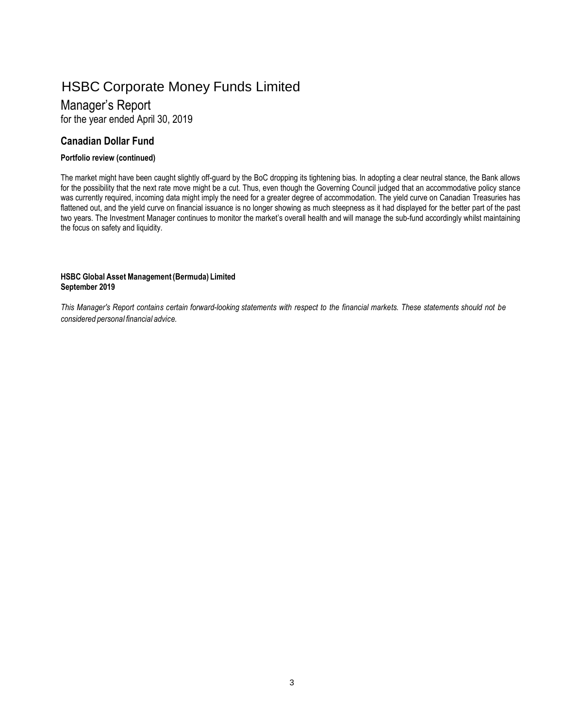# HSBC Corporate Money Funds Limited

## Manager's Report

for the year ended April 30, 2019

### Canadian Dollar Fund

**Portfolio review (continued)**

The market might have been caught slightly off-guard by the BoC dropping its tightening bias. In adopting a clear neutral stance, the Bank allows for the possibility that the next rate move might be a cut. Thus, even though the Governing Council judged that an accommodative policy stance was currently required, incoming data might imply the need for a greater degree of accommodation. The yield curve on Canadian Treasuries has flattened out, and the yield curve on financial issuance is no longer showing as much steepness as it had displayed for the better part of the past two years. The Investment Manager continues to monitor the market's overall health and will manage the sub-fund accordingly whilst maintaining the focus on safety and liquidity.

**HSBC Global Asset Management (Bermuda) Limited**
**September 2019**

*This Manager's Report contains certain forward-looking statements with respect to the financial markets. These statements should not be considered personal financial advice.*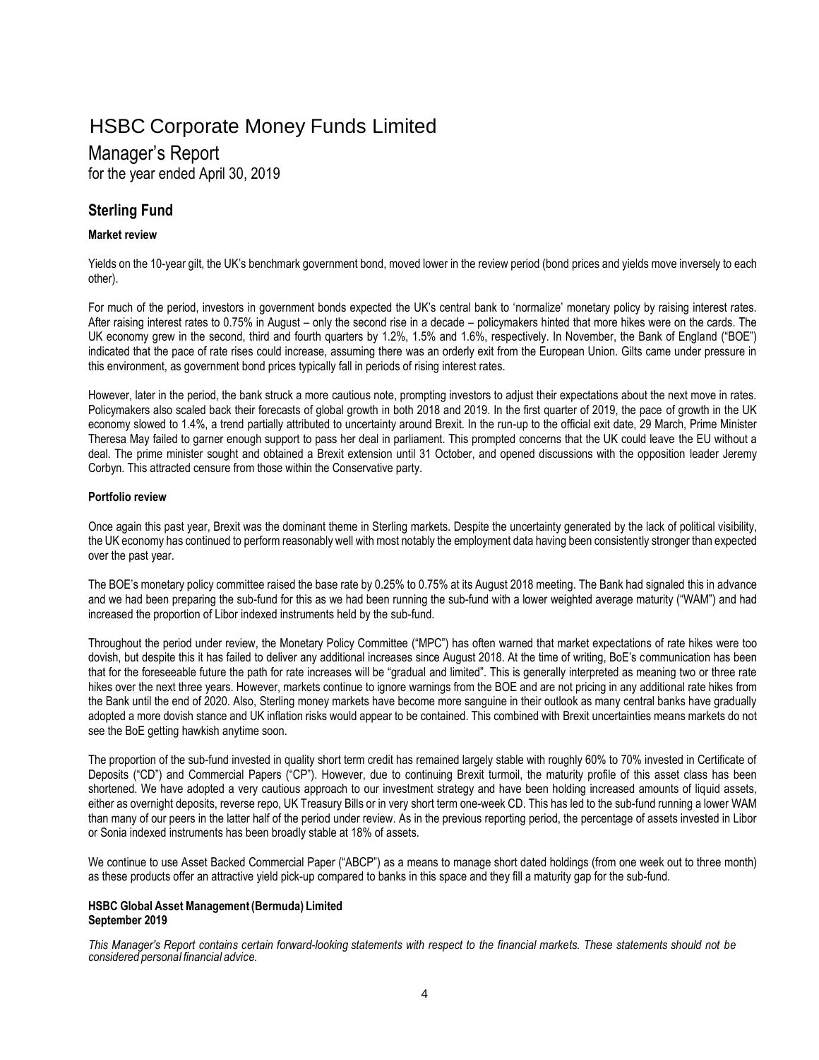# HSBC Corporate Money Funds Limited

## Manager's Report

for the year ended April 30, 2019

## Sterling Fund

### Market review

Yields on the 10-year gilt, the UK's benchmark government bond, moved lower in the review period (bond prices and yields move inversely to each other).

For much of the period, investors in government bonds expected the UK's central bank to 'normalize' monetary policy by raising interest rates. After raising interest rates to 0.75% in August – only the second rise in a decade – policymakers hinted that more hikes were on the cards. The UK economy grew in the second, third and fourth quarters by 1.2%, 1.5% and 1.6%, respectively. In November, the Bank of England ("BOE") indicated that the pace of rate rises could increase, assuming there was an orderly exit from the European Union. Gilts came under pressure in this environment, as government bond prices typically fall in periods of rising interest rates.

However, later in the period, the bank struck a more cautious note, prompting investors to adjust their expectations about the next move in rates. Policymakers also scaled back their forecasts of global growth in both 2018 and 2019. In the first quarter of 2019, the pace of growth in the UK economy slowed to 1.4%, a trend partially attributed to uncertainty around Brexit. In the run-up to the official exit date, 29 March, Prime Minister Theresa May failed to garner enough support to pass her deal in parliament. This prompted concerns that the UK could leave the EU without a deal. The prime minister sought and obtained a Brexit extension until 31 October, and opened discussions with the opposition leader Jeremy Corbyn. This attracted censure from those within the Conservative party.

### Portfolio review

Once again this past year, Brexit was the dominant theme in Sterling markets. Despite the uncertainty generated by the lack of political visibility, the UK economy has continued to perform reasonably well with most notably the employment data having been consistently stronger than expected over the past year.

The BOE's monetary policy committee raised the base rate by 0.25% to 0.75% at its August 2018 meeting. The Bank had signaled this in advance and we had been preparing the sub-fund for this as we had been running the sub-fund with a lower weighted average maturity ("WAM") and had increased the proportion of Libor indexed instruments held by the sub-fund.

Throughout the period under review, the Monetary Policy Committee ("MPC") has often warned that market expectations of rate hikes were too dovish, but despite this it has failed to deliver any additional increases since August 2018. At the time of writing, BoE's communication has been that for the foreseeable future the path for rate increases will be "gradual and limited". This is generally interpreted as meaning two or three rate hikes over the next three years. However, markets continue to ignore warnings from the BOE and are not pricing in any additional rate hikes from the Bank until the end of 2020. Also, Sterling money markets have become more sanguine in their outlook as many central banks have gradually adopted a more dovish stance and UK inflation risks would appear to be contained. This combined with Brexit uncertainties means markets do not see the BoE getting hawkish anytime soon.

The proportion of the sub-fund invested in quality short term credit has remained largely stable with roughly 60% to 70% invested in Certificate of Deposits ("CD") and Commercial Papers ("CP"). However, due to continuing Brexit turmoil, the maturity profile of this asset class has been shortened. We have adopted a very cautious approach to our investment strategy and have been holding increased amounts of liquid assets, either as overnight deposits, reverse repo, UK Treasury Bills or in very short term one-week CD. This has led to the sub-fund running a lower WAM than many of our peers in the latter half of the period under review. As in the previous reporting period, the percentage of assets invested in Libor or Sonia indexed instruments has been broadly stable at 18% of assets.

We continue to use Asset Backed Commercial Paper ("ABCP") as a means to manage short dated holdings (from one week out to three month) as these products offer an attractive yield pick-up compared to banks in this space and they fill a maturity gap for the sub-fund.

**HSBC Global Asset Management (Bermuda) Limited**
**September 2019**

*This Manager's Report contains certain forward-looking statements with respect to the financial markets. These statements should not be considered personal financial advice.*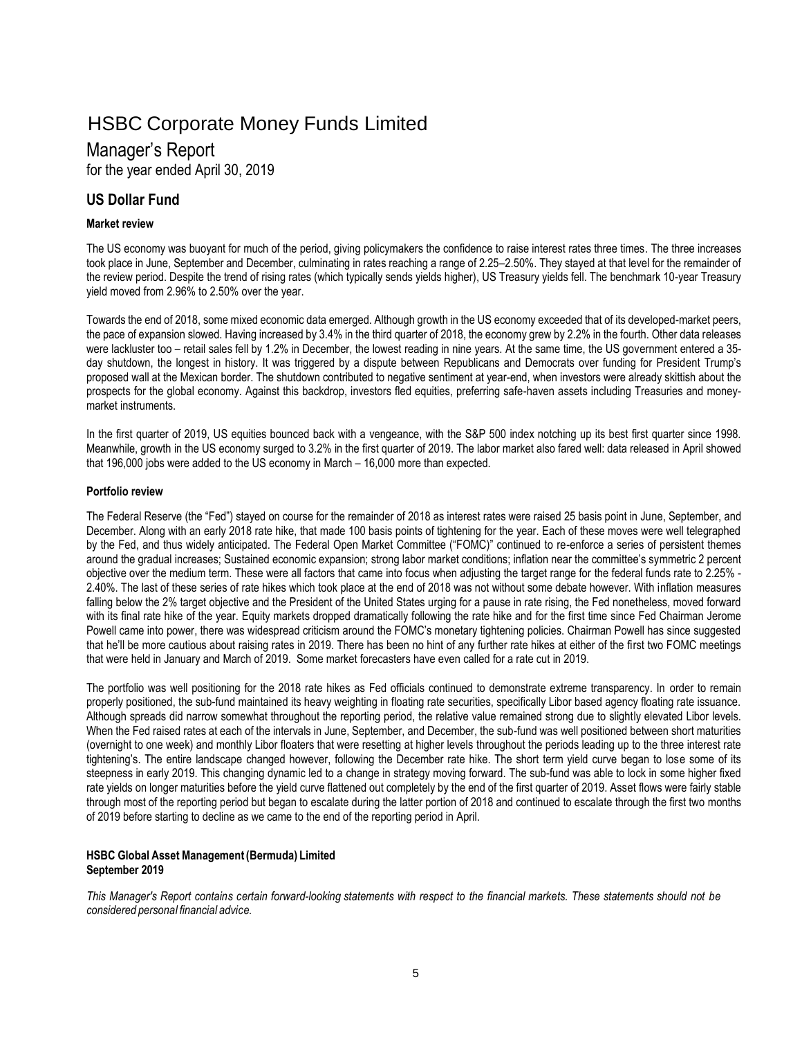# HSBC Corporate Money Funds Limited

## Manager's Report

for the year ended April 30, 2019

### US Dollar Fund

**Market review**

The US economy was buoyant for much of the period, giving policymakers the confidence to raise interest rates three times. The three increases took place in June, September and December, culminating in rates reaching a range of 2.25–2.50%. They stayed at that level for the remainder of the review period. Despite the trend of rising rates (which typically sends yields higher), US Treasury yields fell. The benchmark 10-year Treasury yield moved from 2.96% to 2.50% over the year.

Towards the end of 2018, some mixed economic data emerged. Although growth in the US economy exceeded that of its developed-market peers, the pace of expansion slowed. Having increased by 3.4% in the third quarter of 2018, the economy grew by 2.2% in the fourth. Other data releases were lackluster too – retail sales fell by 1.2% in December, the lowest reading in nine years. At the same time, the US government entered a 35-day shutdown, the longest in history. It was triggered by a dispute between Republicans and Democrats over funding for President Trump's proposed wall at the Mexican border. The shutdown contributed to negative sentiment at year-end, when investors were already skittish about the prospects for the global economy. Against this backdrop, investors fled equities, preferring safe-haven assets including Treasuries and money-market instruments.

In the first quarter of 2019, US equities bounced back with a vengeance, with the S&P 500 index notching up its best first quarter since 1998. Meanwhile, growth in the US economy surged to 3.2% in the first quarter of 2019. The labor market also fared well: data released in April showed that 196,000 jobs were added to the US economy in March – 16,000 more than expected.

**Portfolio review**

The Federal Reserve (the "Fed") stayed on course for the remainder of 2018 as interest rates were raised 25 basis point in June, September, and December. Along with an early 2018 rate hike, that made 100 basis points of tightening for the year. Each of these moves were well telegraphed by the Fed, and thus widely anticipated. The Federal Open Market Committee ("FOMC)" continued to re-enforce a series of persistent themes around the gradual increases; Sustained economic expansion; strong labor market conditions; inflation near the committee's symmetric 2 percent objective over the medium term. These were all factors that came into focus when adjusting the target range for the federal funds rate to 2.25% - 2.40%. The last of these series of rate hikes which took place at the end of 2018 was not without some debate however. With inflation measures falling below the 2% target objective and the President of the United States urging for a pause in rate rising, the Fed nonetheless, moved forward with its final rate hike of the year. Equity markets dropped dramatically following the rate hike and for the first time since Fed Chairman Jerome Powell came into power, there was widespread criticism around the FOMC's monetary tightening policies. Chairman Powell has since suggested that he'll be more cautious about raising rates in 2019. There has been no hint of any further rate hikes at either of the first two FOMC meetings that were held in January and March of 2019. Some market forecasters have even called for a rate cut in 2019.

The portfolio was well positioning for the 2018 rate hikes as Fed officials continued to demonstrate extreme transparency. In order to remain properly positioned, the sub-fund maintained its heavy weighting in floating rate securities, specifically Libor based agency floating rate issuance. Although spreads did narrow somewhat throughout the reporting period, the relative value remained strong due to slightly elevated Libor levels. When the Fed raised rates at each of the intervals in June, September, and December, the sub-fund was well positioned between short maturities (overnight to one week) and monthly Libor floaters that were resetting at higher levels throughout the periods leading up to the three interest rate tightening's. The entire landscape changed however, following the December rate hike. The short term yield curve began to lose some of its steepness in early 2019. This changing dynamic led to a change in strategy moving forward. The sub-fund was able to lock in some higher fixed rate yields on longer maturities before the yield curve flattened out completely by the end of the first quarter of 2019. Asset flows were fairly stable through most of the reporting period but began to escalate during the latter portion of 2018 and continued to escalate through the first two months of 2019 before starting to decline as we came to the end of the reporting period in April.

**HSBC Global Asset Management (Bermuda) Limited**
**September 2019**

*This Manager's Report contains certain forward-looking statements with respect to the financial markets. These statements should not be considered personal financial advice.*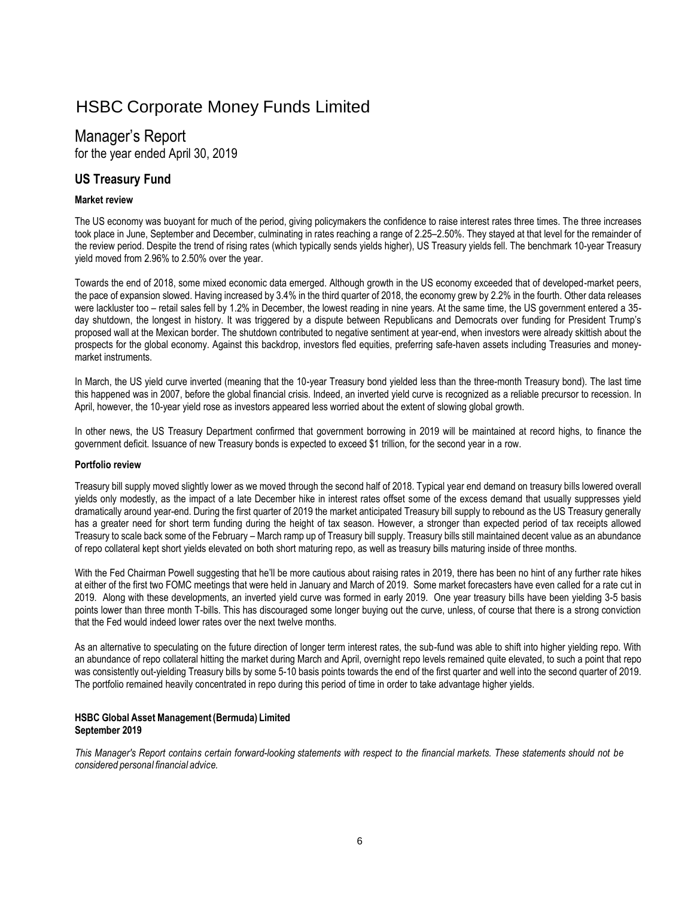# HSBC Corporate Money Funds Limited

## Manager's Report

for the year ended April 30, 2019

### US Treasury Fund

#### Market review

The US economy was buoyant for much of the period, giving policymakers the confidence to raise interest rates three times. The three increases took place in June, September and December, culminating in rates reaching a range of 2.25–2.50%. They stayed at that level for the remainder of the review period. Despite the trend of rising rates (which typically sends yields higher), US Treasury yields fell. The benchmark 10-year Treasury yield moved from 2.96% to 2.50% over the year.

Towards the end of 2018, some mixed economic data emerged. Although growth in the US economy exceeded that of developed-market peers, the pace of expansion slowed. Having increased by 3.4% in the third quarter of 2018, the economy grew by 2.2% in the fourth. Other data releases were lackluster too – retail sales fell by 1.2% in December, the lowest reading in nine years. At the same time, the US government entered a 35-day shutdown, the longest in history. It was triggered by a dispute between Republicans and Democrats over funding for President Trump's proposed wall at the Mexican border. The shutdown contributed to negative sentiment at year-end, when investors were already skittish about the prospects for the global economy. Against this backdrop, investors fled equities, preferring safe-haven assets including Treasuries and money-market instruments.

In March, the US yield curve inverted (meaning that the 10-year Treasury bond yielded less than the three-month Treasury bond). The last time this happened was in 2007, before the global financial crisis. Indeed, an inverted yield curve is recognized as a reliable precursor to recession. In April, however, the 10-year yield rose as investors appeared less worried about the extent of slowing global growth.

In other news, the US Treasury Department confirmed that government borrowing in 2019 will be maintained at record highs, to finance the government deficit. Issuance of new Treasury bonds is expected to exceed $1 trillion, for the second year in a row.

#### Portfolio review

Treasury bill supply moved slightly lower as we moved through the second half of 2018. Typical year end demand on treasury bills lowered overall yields only modestly, as the impact of a late December hike in interest rates offset some of the excess demand that usually suppresses yield dramatically around year-end. During the first quarter of 2019 the market anticipated Treasury bill supply to rebound as the US Treasury generally has a greater need for short term funding during the height of tax season. However, a stronger than expected period of tax receipts allowed Treasury to scale back some of the February – March ramp up of Treasury bill supply. Treasury bills still maintained decent value as an abundance of repo collateral kept short yields elevated on both short maturing repo, as well as treasury bills maturing inside of three months.

With the Fed Chairman Powell suggesting that he'll be more cautious about raising rates in 2019, there has been no hint of any further rate hikes at either of the first two FOMC meetings that were held in January and March of 2019. Some market forecasters have even called for a rate cut in 2019. Along with these developments, an inverted yield curve was formed in early 2019. One year treasury bills have been yielding 3-5 basis points lower than three month T-bills. This has discouraged some longer buying out the curve, unless, of course that there is a strong conviction that the Fed would indeed lower rates over the next twelve months.

As an alternative to speculating on the future direction of longer term interest rates, the sub-fund was able to shift into higher yielding repo. With an abundance of repo collateral hitting the market during March and April, overnight repo levels remained quite elevated, to such a point that repo was consistently out-yielding Treasury bills by some 5-10 basis points towards the end of the first quarter and well into the second quarter of 2019. The portfolio remained heavily concentrated in repo during this period of time in order to take advantage higher yields.

**HSBC Global Asset Management (Bermuda) Limited**
**September 2019**

*This Manager's Report contains certain forward-looking statements with respect to the financial markets. These statements should not be considered personal financial advice.*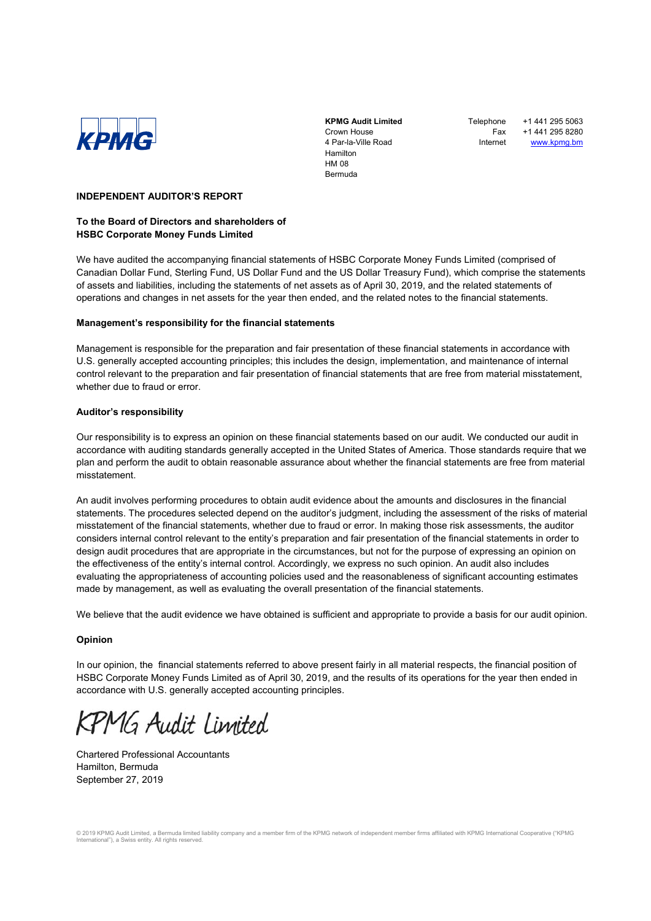**KPMG Audit Limited**
Crown House
4 Par-la-Ville Road
Hamilton
HM 08
Bermuda

Telephone +1 441 295 5063
Fax +1 441 295 8280
Internet www.kpmg.bm

## INDEPENDENT AUDITOR'S REPORT

**To the Board of Directors and shareholders of**
**HSBC Corporate Money Funds Limited**

We have audited the accompanying financial statements of HSBC Corporate Money Funds Limited (comprised of Canadian Dollar Fund, Sterling Fund, US Dollar Fund and the US Dollar Treasury Fund), which comprise the statements of assets and liabilities, including the statements of net assets as of April 30, 2019, and the related statements of operations and changes in net assets for the year then ended, and the related notes to the financial statements.

### Management's responsibility for the financial statements

Management is responsible for the preparation and fair presentation of these financial statements in accordance with U.S. generally accepted accounting principles; this includes the design, implementation, and maintenance of internal control relevant to the preparation and fair presentation of financial statements that are free from material misstatement, whether due to fraud or error.

### Auditor's responsibility

Our responsibility is to express an opinion on these financial statements based on our audit. We conducted our audit in accordance with auditing standards generally accepted in the United States of America. Those standards require that we plan and perform the audit to obtain reasonable assurance about whether the financial statements are free from material misstatement.

An audit involves performing procedures to obtain audit evidence about the amounts and disclosures in the financial statements. The procedures selected depend on the auditor's judgment, including the assessment of the risks of material misstatement of the financial statements, whether due to fraud or error. In making those risk assessments, the auditor considers internal control relevant to the entity's preparation and fair presentation of the financial statements in order to design audit procedures that are appropriate in the circumstances, but not for the purpose of expressing an opinion on the effectiveness of the entity's internal control. Accordingly, we express no such opinion. An audit also includes evaluating the appropriateness of accounting policies used and the reasonableness of significant accounting estimates made by management, as well as evaluating the overall presentation of the financial statements.

We believe that the audit evidence we have obtained is sufficient and appropriate to provide a basis for our audit opinion.

### Opinion

In our opinion, the financial statements referred to above present fairly in all material respects, the financial position of HSBC Corporate Money Funds Limited as of April 30, 2019, and the results of its operations for the year then ended in accordance with U.S. generally accepted accounting principles.

KPMG Audit Limited

Chartered Professional Accountants
Hamilton, Bermuda
September 27, 2019

© 2019 KPMG Audit Limited, a Bermuda limited liability company and a member firm of the KPMG network of independent member firms affiliated with KPMG International Cooperative ("KPMG International"), a Swiss entity. All rights reserved.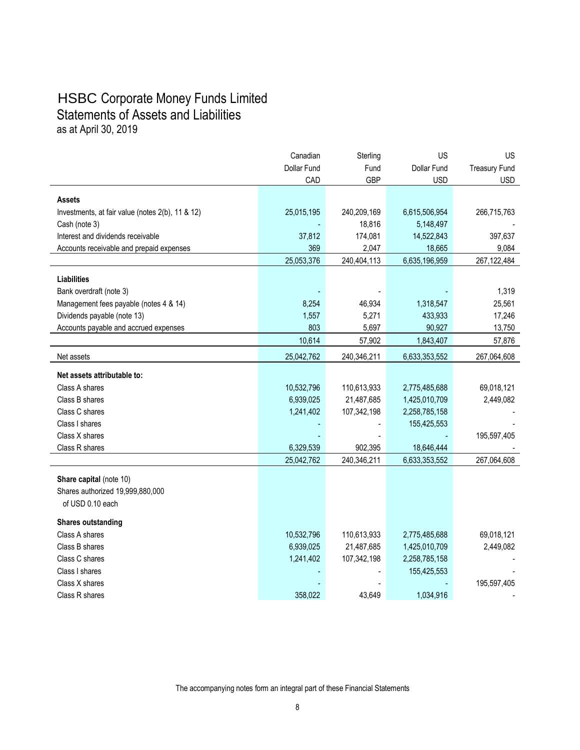# HSBC Corporate Money Funds Limited
## Statements of Assets and Liabilities
### as at April 30, 2019

| | Canadian Dollar Fund CAD | Sterling Fund GBP | US Dollar Fund USD | US Treasury Fund USD |
|---|---|---|---|---|
| **Assets** | | | | |
| Investments, at fair value (notes 2(b), 11 & 12) | 25,015,195 | 240,209,169 | 6,615,506,954 | 266,715,763 |
| Cash (note 3) | - | 18,816 | 5,148,497 | - |
| Interest and dividends receivable | 37,812 | 174,081 | 14,522,843 | 397,637 |
| Accounts receivable and prepaid expenses | 369 | 2,047 | 18,665 | 9,084 |
| | 25,053,376 | 240,404,113 | 6,635,196,959 | 267,122,484 |
| **Liabilities** | | | | |
| Bank overdraft (note 3) | - | - | - | 1,319 |
| Management fees payable (notes 4 & 14) | 8,254 | 46,934 | 1,318,547 | 25,561 |
| Dividends payable (note 13) | 1,557 | 5,271 | 433,933 | 17,246 |
| Accounts payable and accrued expenses | 803 | 5,697 | 90,927 | 13,750 |
| | 10,614 | 57,902 | 1,843,407 | 57,876 |
| Net assets | 25,042,762 | 240,346,211 | 6,633,353,552 | 267,064,608 |
| **Net assets attributable to:** | | | | |
| Class A shares | 10,532,796 | 110,613,933 | 2,775,485,688 | 69,018,121 |
| Class B shares | 6,939,025 | 21,487,685 | 1,425,010,709 | 2,449,082 |
| Class C shares | 1,241,402 | 107,342,198 | 2,258,785,158 | - |
| Class I shares | - | - | 155,425,553 | - |
| Class X shares | - | - | - | 195,597,405 |
| Class R shares | 6,329,539 | 902,395 | 18,646,444 | - |
| | 25,042,762 | 240,346,211 | 6,633,353,552 | 267,064,608 |
| **Share capital** (note 10) | | | | |
| Shares authorized 19,999,880,000 of USD 0.10 each | | | | |
| **Shares outstanding** | | | | |
| Class A shares | 10,532,796 | 110,613,933 | 2,775,485,688 | 69,018,121 |
| Class B shares | 6,939,025 | 21,487,685 | 1,425,010,709 | 2,449,082 |
| Class C shares | 1,241,402 | 107,342,198 | 2,258,785,158 | - |
| Class I shares | - | - | 155,425,553 | - |
| Class X shares | - | - | - | 195,597,405 |
| Class R shares | 358,022 | 43,649 | 1,034,916 | - |

The accompanying notes form an integral part of these Financial Statements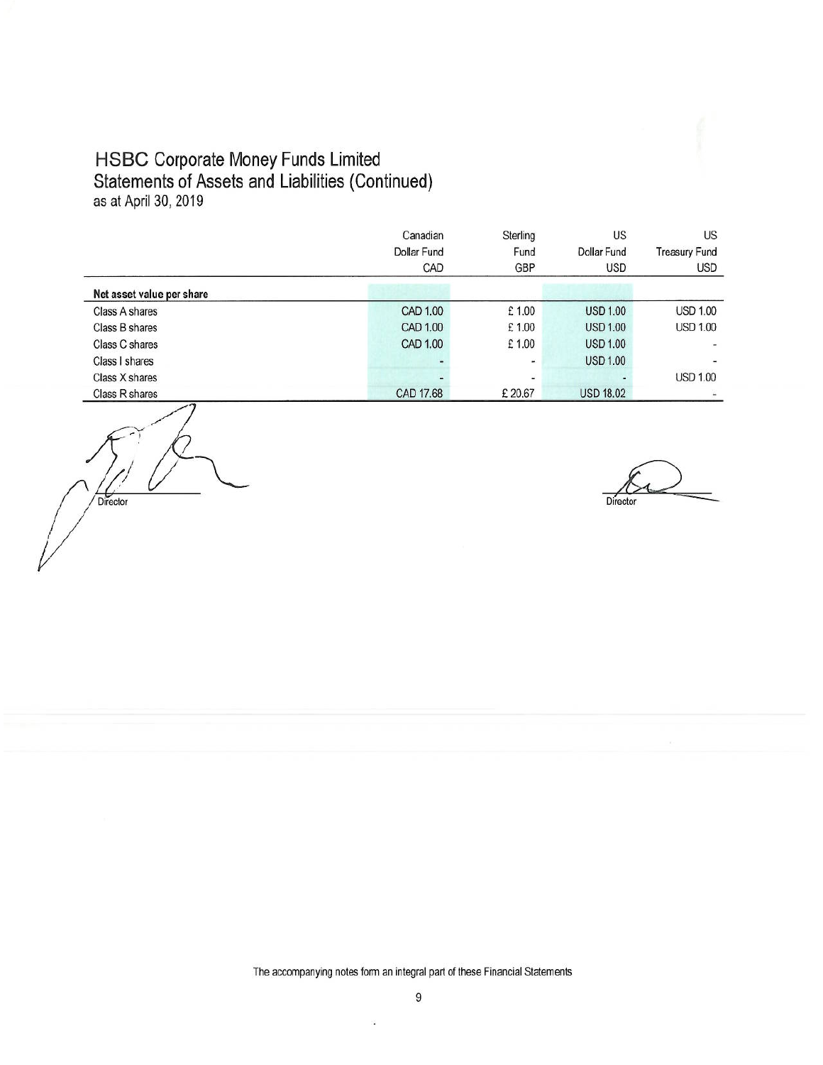# HSBC Corporate Money Funds Limited
## Statements of Assets and Liabilities (Continued)
as at April 30, 2019

| | Canadian Dollar Fund CAD | Sterling Fund GBP | US Dollar Fund USD | US Treasury Fund USD |
|---|---|---|---|---|
| **Net asset value per share** | | | | |
| Class A shares | CAD 1.00 | £ 1.00 | USD 1.00 | USD 1.00 |
| Class B shares | CAD 1.00 | £ 1.00 | USD 1.00 | USD 1.00 |
| Class C shares | CAD 1.00 | £ 1.00 | USD 1.00 | - |
| Class I shares | - | - | USD 1.00 | - |
| Class X shares | - | - | - | USD 1.00 |
| Class R shares | CAD 17.68 | £ 20.67 | USD 18.02 | - |

Director

Director

The accompanying notes form an integral part of these Financial Statements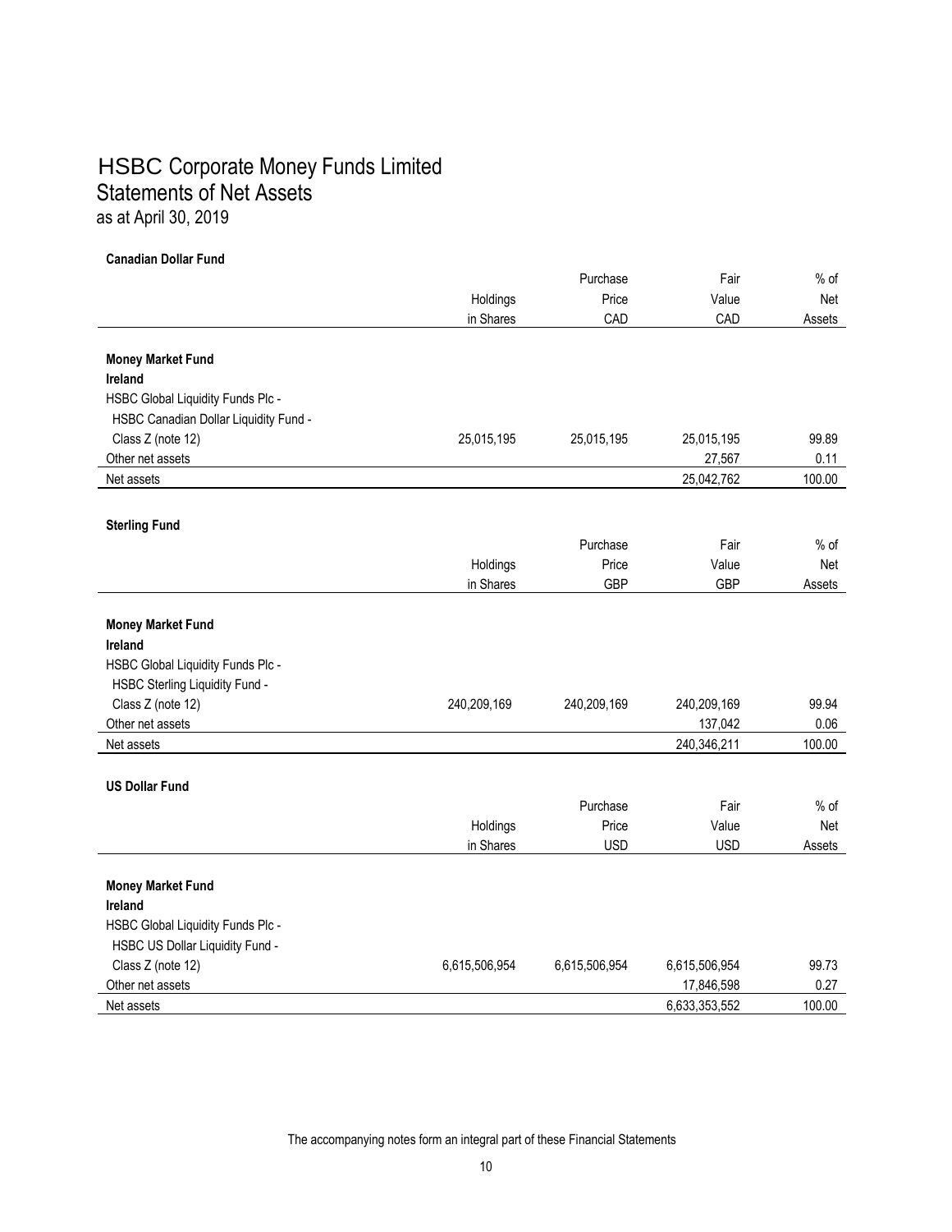# HSBC Corporate Money Funds Limited
## Statements of Net Assets
as at April 30, 2019

**Canadian Dollar Fund**

| | Holdings in Shares | Purchase Price CAD | Fair Value CAD | % of Net Assets |
|---|---|---|---|---|
| **Money Market Fund** | | | | |
| **Ireland** | | | | |
| HSBC Global Liquidity Funds Plc - HSBC Canadian Dollar Liquidity Fund - Class Z (note 12) | 25,015,195 | 25,015,195 | 25,015,195 | 99.89 |
| Other net assets | | | 27,567 | 0.11 |
| Net assets | | | 25,042,762 | 100.00 |

**Sterling Fund**

| | Holdings in Shares | Purchase Price GBP | Fair Value GBP | % of Net Assets |
|---|---|---|---|---|
| **Money Market Fund** | | | | |
| **Ireland** | | | | |
| HSBC Global Liquidity Funds Plc - HSBC Sterling Liquidity Fund - Class Z (note 12) | 240,209,169 | 240,209,169 | 240,209,169 | 99.94 |
| Other net assets | | | 137,042 | 0.06 |
| Net assets | | | 240,346,211 | 100.00 |

**US Dollar Fund**

| | Holdings in Shares | Purchase Price USD | Fair Value USD | % of Net Assets |
|---|---|---|---|---|
| **Money Market Fund** | | | | |
| **Ireland** | | | | |
| HSBC Global Liquidity Funds Plc - HSBC US Dollar Liquidity Fund - Class Z (note 12) | 6,615,506,954 | 6,615,506,954 | 6,615,506,954 | 99.73 |
| Other net assets | | | 17,846,598 | 0.27 |
| Net assets | | | 6,633,353,552 | 100.00 |

The accompanying notes form an integral part of these Financial Statements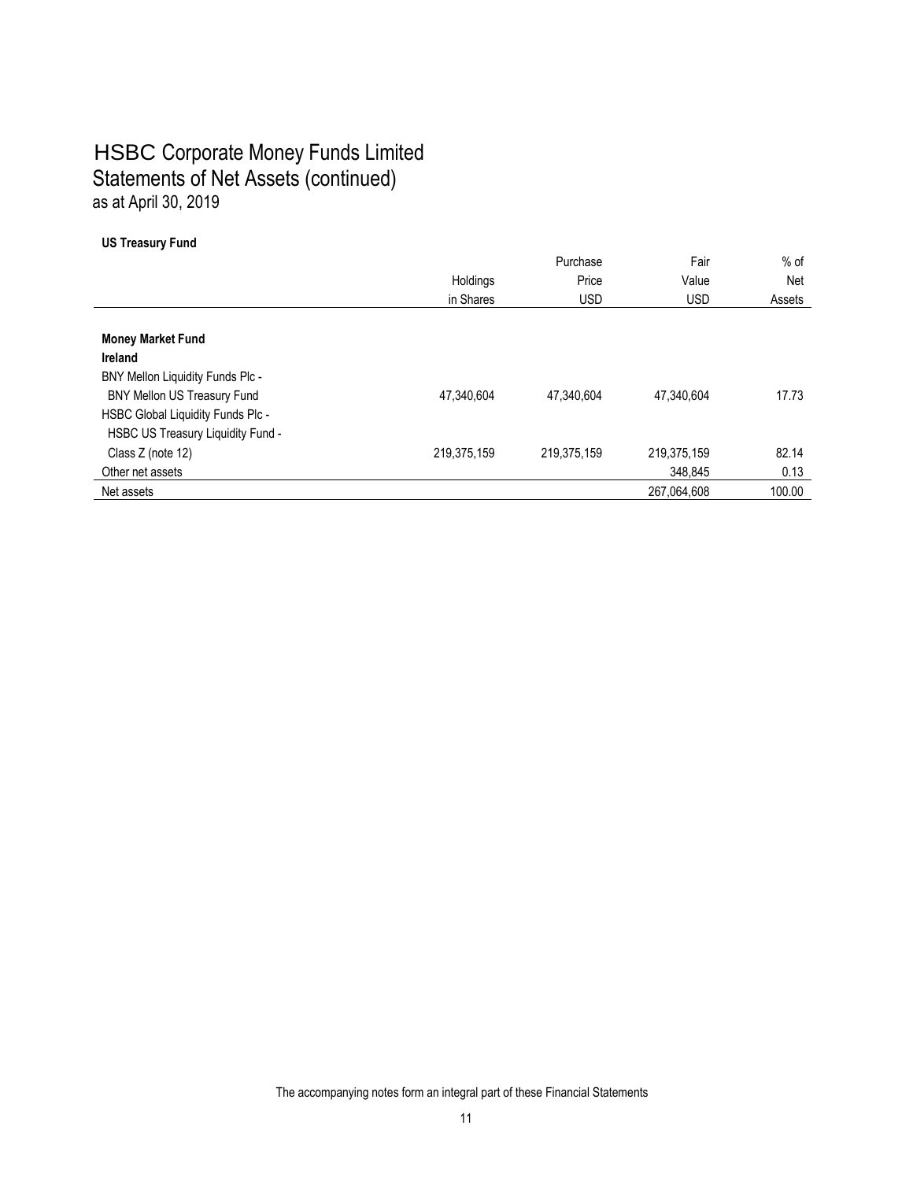# HSBC Corporate Money Funds Limited
## Statements of Net Assets (continued)
as at April 30, 2019

**US Treasury Fund**

| | Holdings in Shares | Purchase Price USD | Fair Value USD | % of Net Assets |
|---|---|---|---|---|
| **Money Market Fund** | | | | |
| **Ireland** | | | | |
| BNY Mellon Liquidity Funds Plc - BNY Mellon US Treasury Fund | 47,340,604 | 47,340,604 | 47,340,604 | 17.73 |
| HSBC Global Liquidity Funds Plc - HSBC US Treasury Liquidity Fund - Class Z (note 12) | 219,375,159 | 219,375,159 | 219,375,159 | 82.14 |
| Other net assets | | | 348,845 | 0.13 |
| Net assets | | | 267,064,608 | 100.00 |

The accompanying notes form an integral part of these Financial Statements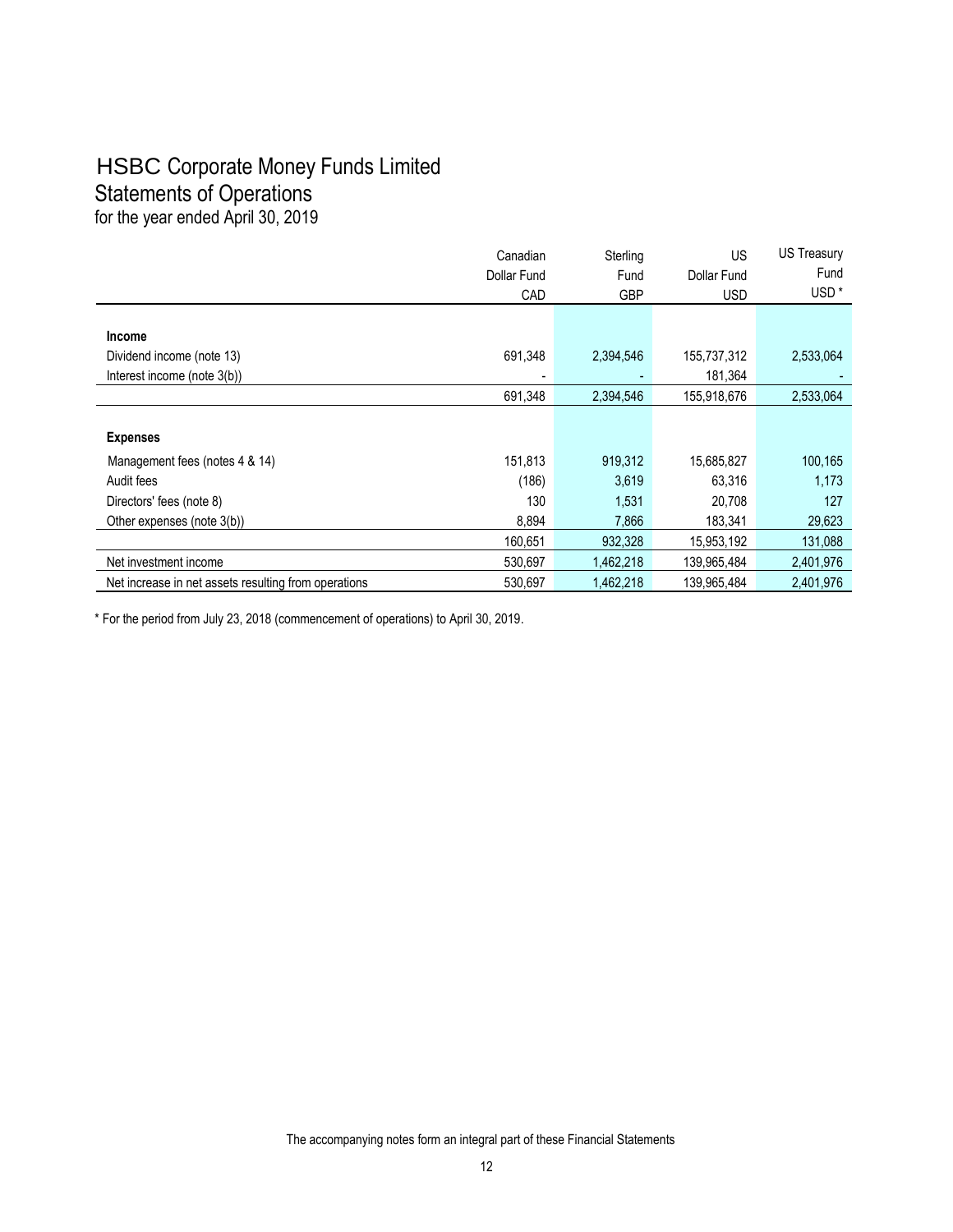# HSBC Corporate Money Funds Limited

## Statements of Operations

for the year ended April 30, 2019

| | Canadian Dollar Fund CAD | Sterling Fund GBP | US Dollar Fund USD | US Treasury Fund USD * |
|---|---|---|---|---|
| **Income** | | | | |
| Dividend income (note 13) | 691,348 | 2,394,546 | 155,737,312 | 2,533,064 |
| Interest income (note 3(b)) | - | - | 181,364 | - |
| | 691,348 | 2,394,546 | 155,918,676 | 2,533,064 |
| **Expenses** | | | | |
| Management fees (notes 4 & 14) | 151,813 | 919,312 | 15,685,827 | 100,165 |
| Audit fees | (186) | 3,619 | 63,316 | 1,173 |
| Directors' fees (note 8) | 130 | 1,531 | 20,708 | 127 |
| Other expenses (note 3(b)) | 8,894 | 7,866 | 183,341 | 29,623 |
| | 160,651 | 932,328 | 15,953,192 | 131,088 |
| Net investment income | 530,697 | 1,462,218 | 139,965,484 | 2,401,976 |
| Net increase in net assets resulting from operations | 530,697 | 1,462,218 | 139,965,484 | 2,401,976 |

\* For the period from July 23, 2018 (commencement of operations) to April 30, 2019.

The accompanying notes form an integral part of these Financial Statements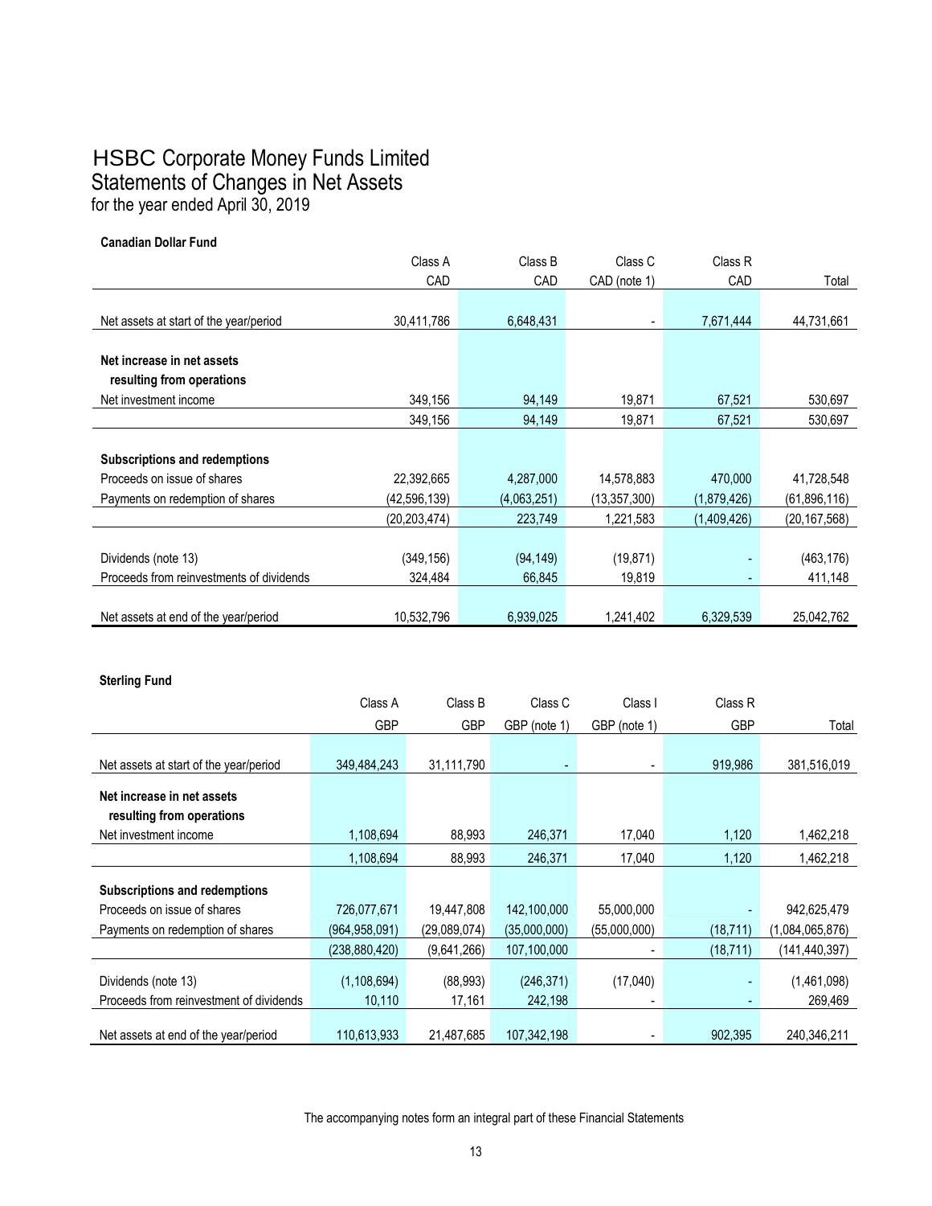# HSBC Corporate Money Funds Limited
## Statements of Changes in Net Assets
for the year ended April 30, 2019

**Canadian Dollar Fund**

| | Class A<br>CAD | Class B<br>CAD | Class C<br>CAD (note 1) | Class R<br>CAD | Total |
|---|---|---|---|---|---|
| Net assets at start of the year/period | 30,411,786 | 6,648,431 | - | 7,671,444 | 44,731,661 |
| **Net increase in net assets resulting from operations** | | | | | |
| Net investment income | 349,156 | 94,149 | 19,871 | 67,521 | 530,697 |
| | 349,156 | 94,149 | 19,871 | 67,521 | 530,697 |
| **Subscriptions and redemptions** | | | | | |
| Proceeds on issue of shares | 22,392,665 | 4,287,000 | 14,578,883 | 470,000 | 41,728,548 |
| Payments on redemption of shares | (42,596,139) | (4,063,251) | (13,357,300) | (1,879,426) | (61,896,116) |
| | (20,203,474) | 223,749 | 1,221,583 | (1,409,426) | (20,167,568) |
| Dividends (note 13) | (349,156) | (94,149) | (19,871) | - | (463,176) |
| Proceeds from reinvestments of dividends | 324,484 | 66,845 | 19,819 | - | 411,148 |
| Net assets at end of the year/period | 10,532,796 | 6,939,025 | 1,241,402 | 6,329,539 | 25,042,762 |

**Sterling Fund**

| | Class A<br>GBP | Class B<br>GBP | Class C<br>GBP (note 1) | Class I<br>GBP (note 1) | Class R<br>GBP | Total |
|---|---|---|---|---|---|---|
| Net assets at start of the year/period | 349,484,243 | 31,111,790 | - | - | 919,986 | 381,516,019 |
| **Net increase in net assets resulting from operations** | | | | | | |
| Net investment income | 1,108,694 | 88,993 | 246,371 | 17,040 | 1,120 | 1,462,218 |
| | 1,108,694 | 88,993 | 246,371 | 17,040 | 1,120 | 1,462,218 |
| **Subscriptions and redemptions** | | | | | | |
| Proceeds on issue of shares | 726,077,671 | 19,447,808 | 142,100,000 | 55,000,000 | - | 942,625,479 |
| Payments on redemption of shares | (964,958,091) | (29,089,074) | (35,000,000) | (55,000,000) | (18,711) | (1,084,065,876) |
| | (238,880,420) | (9,641,266) | 107,100,000 | - | (18,711) | (141,440,397) |
| Dividends (note 13) | (1,108,694) | (88,993) | (246,371) | (17,040) | - | (1,461,098) |
| Proceeds from reinvestment of dividends | 10,110 | 17,161 | 242,198 | - | - | 269,469 |
| Net assets at end of the year/period | 110,613,933 | 21,487,685 | 107,342,198 | - | 902,395 | 240,346,211 |

The accompanying notes form an integral part of these Financial Statements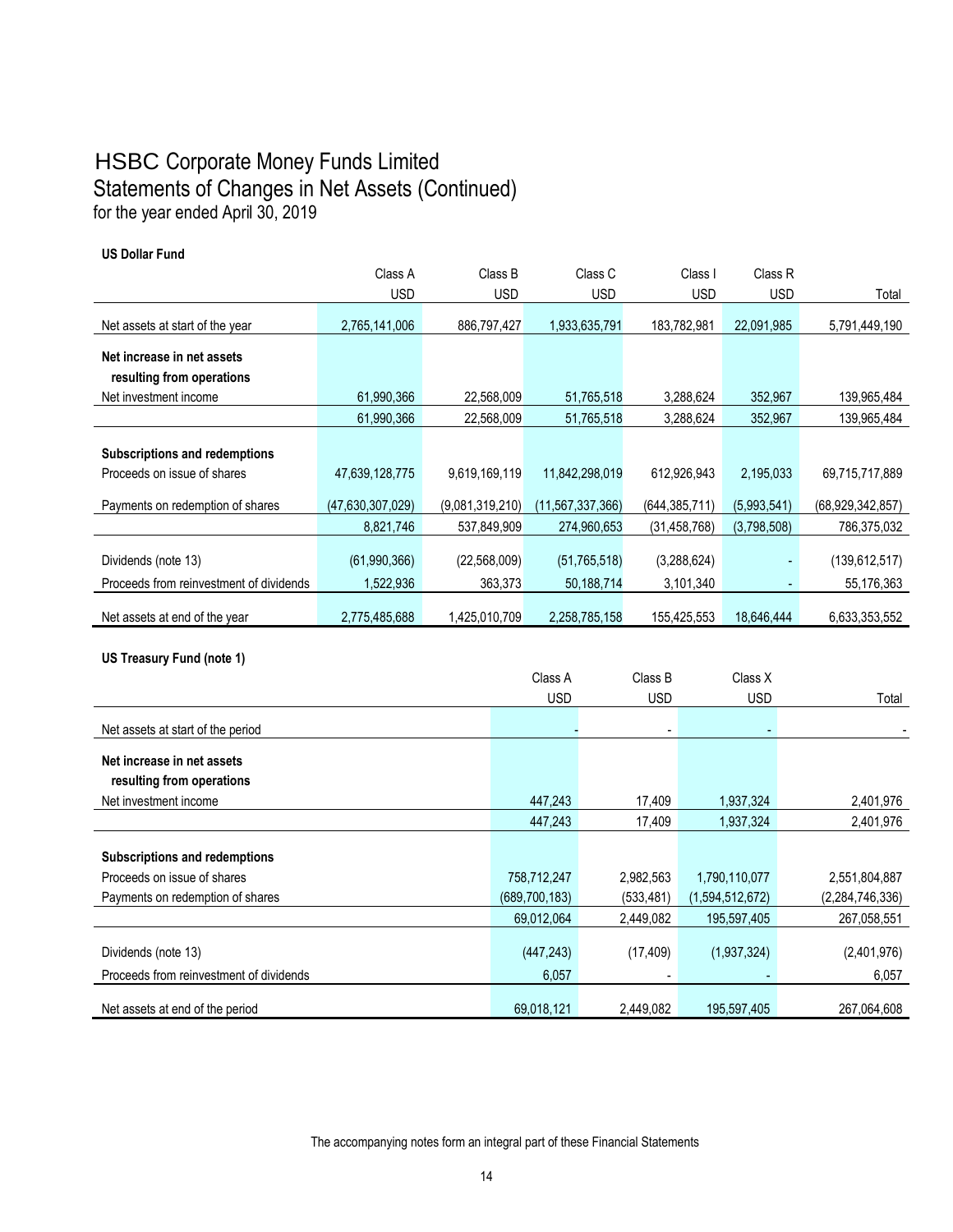# HSBC Corporate Money Funds Limited
## Statements of Changes in Net Assets (Continued)
for the year ended April 30, 2019

**US Dollar Fund**

| | Class A | Class B | Class C | Class I | Class R | |
|---|---|---|---|---|---|---|
| | USD | USD | USD | USD | USD | Total |
| Net assets at start of the year | 2,765,141,006 | 886,797,427 | 1,933,635,791 | 183,782,981 | 22,091,985 | 5,791,449,190 |
| **Net increase in net assets resulting from operations** | | | | | | |
| Net investment income | 61,990,366 | 22,568,009 | 51,765,518 | 3,288,624 | 352,967 | 139,965,484 |
| | 61,990,366 | 22,568,009 | 51,765,518 | 3,288,624 | 352,967 | 139,965,484 |
| **Subscriptions and redemptions** | | | | | | |
| Proceeds on issue of shares | 47,639,128,775 | 9,619,169,119 | 11,842,298,019 | 612,926,943 | 2,195,033 | 69,715,717,889 |
| Payments on redemption of shares | (47,630,307,029) | (9,081,319,210) | (11,567,337,366) | (644,385,711) | (5,993,541) | (68,929,342,857) |
| | 8,821,746 | 537,849,909 | 274,960,653 | (31,458,768) | (3,798,508) | 786,375,032 |
| Dividends (note 13) | (61,990,366) | (22,568,009) | (51,765,518) | (3,288,624) | - | (139,612,517) |
| Proceeds from reinvestment of dividends | 1,522,936 | 363,373 | 50,188,714 | 3,101,340 | - | 55,176,363 |
| Net assets at end of the year | 2,775,485,688 | 1,425,010,709 | 2,258,785,158 | 155,425,553 | 18,646,444 | 6,633,353,552 |

**US Treasury Fund (note 1)**

| | Class A | Class B | Class X | |
|---|---|---|---|---|
| | USD | USD | USD | Total |
| Net assets at start of the period | - | - | - | - |
| **Net increase in net assets resulting from operations** | | | | |
| Net investment income | 447,243 | 17,409 | 1,937,324 | 2,401,976 |
| | 447,243 | 17,409 | 1,937,324 | 2,401,976 |
| **Subscriptions and redemptions** | | | | |
| Proceeds on issue of shares | 758,712,247 | 2,982,563 | 1,790,110,077 | 2,551,804,887 |
| Payments on redemption of shares | (689,700,183) | (533,481) | (1,594,512,672) | (2,284,746,336) |
| | 69,012,064 | 2,449,082 | 195,597,405 | 267,058,551 |
| Dividends (note 13) | (447,243) | (17,409) | (1,937,324) | (2,401,976) |
| Proceeds from reinvestment of dividends | 6,057 | - | - | 6,057 |
| Net assets at end of the period | 69,018,121 | 2,449,082 | 195,597,405 | 267,064,608 |

The accompanying notes form an integral part of these Financial Statements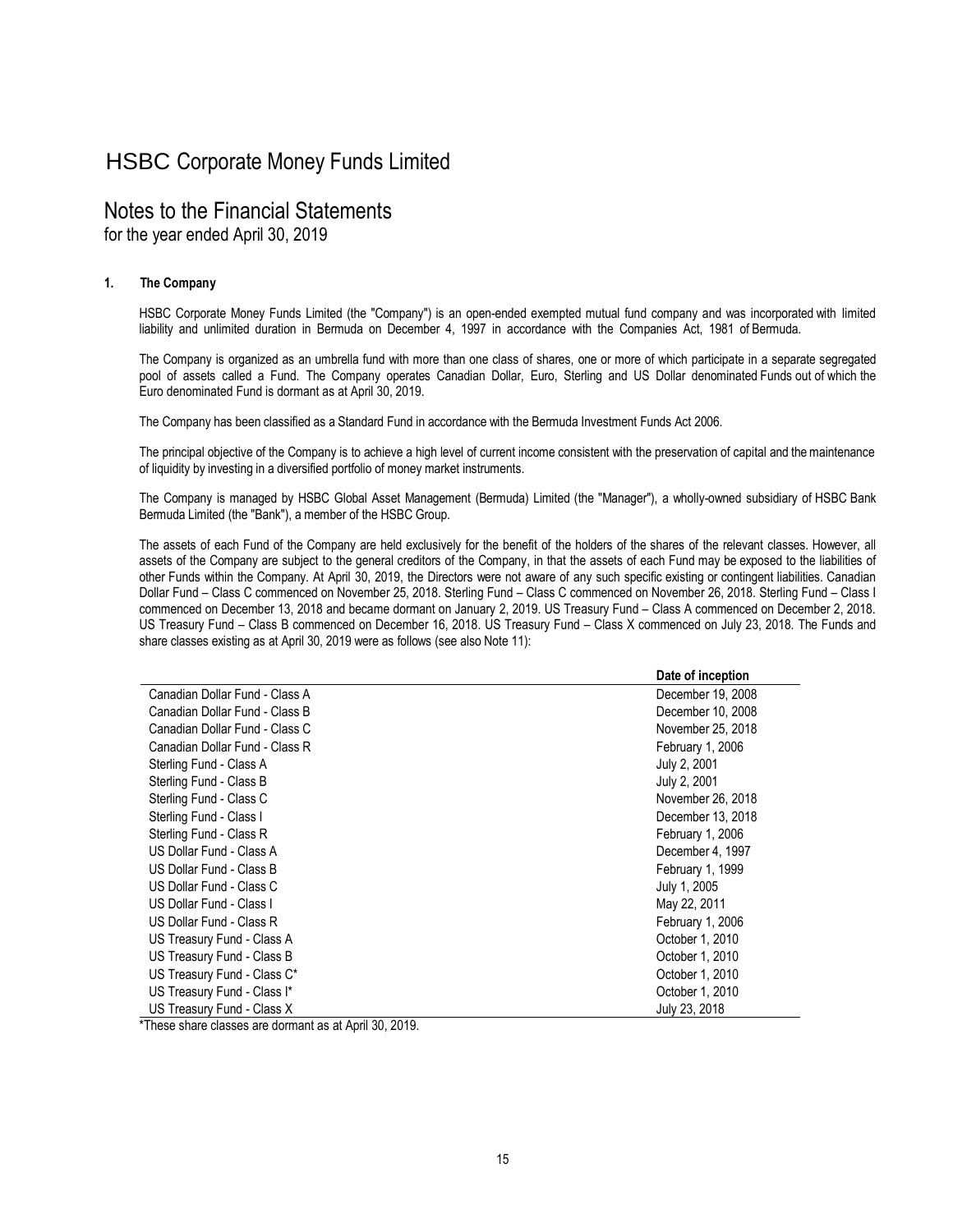# HSBC Corporate Money Funds Limited

## Notes to the Financial Statements

for the year ended April 30, 2019

### 1. The Company

HSBC Corporate Money Funds Limited (the "Company") is an open-ended exempted mutual fund company and was incorporated with limited liability and unlimited duration in Bermuda on December 4, 1997 in accordance with the Companies Act, 1981 of Bermuda.

The Company is organized as an umbrella fund with more than one class of shares, one or more of which participate in a separate segregated pool of assets called a Fund. The Company operates Canadian Dollar, Euro, Sterling and US Dollar denominated Funds out of which the Euro denominated Fund is dormant as at April 30, 2019.

The Company has been classified as a Standard Fund in accordance with the Bermuda Investment Funds Act 2006.

The principal objective of the Company is to achieve a high level of current income consistent with the preservation of capital and the maintenance of liquidity by investing in a diversified portfolio of money market instruments.

The Company is managed by HSBC Global Asset Management (Bermuda) Limited (the "Manager"), a wholly-owned subsidiary of HSBC Bank Bermuda Limited (the "Bank"), a member of the HSBC Group.

The assets of each Fund of the Company are held exclusively for the benefit of the holders of the shares of the relevant classes. However, all assets of the Company are subject to the general creditors of the Company, in that the assets of each Fund may be exposed to the liabilities of other Funds within the Company. At April 30, 2019, the Directors were not aware of any such specific existing or contingent liabilities. Canadian Dollar Fund – Class C commenced on November 25, 2018. Sterling Fund – Class C commenced on November 26, 2018. Sterling Fund – Class I commenced on December 13, 2018 and became dormant on January 2, 2019. US Treasury Fund – Class A commenced on December 2, 2018. US Treasury Fund – Class B commenced on December 16, 2018. US Treasury Fund – Class X commenced on July 23, 2018. The Funds and share classes existing as at April 30, 2019 were as follows (see also Note 11):

| | Date of inception |
|---|---|
| Canadian Dollar Fund - Class A | December 19, 2008 |
| Canadian Dollar Fund - Class B | December 10, 2008 |
| Canadian Dollar Fund - Class C | November 25, 2018 |
| Canadian Dollar Fund - Class R | February 1, 2006 |
| Sterling Fund - Class A | July 2, 2001 |
| Sterling Fund - Class B | July 2, 2001 |
| Sterling Fund - Class C | November 26, 2018 |
| Sterling Fund - Class I | December 13, 2018 |
| Sterling Fund - Class R | February 1, 2006 |
| US Dollar Fund - Class A | December 4, 1997 |
| US Dollar Fund - Class B | February 1, 1999 |
| US Dollar Fund - Class C | July 1, 2005 |
| US Dollar Fund - Class I | May 22, 2011 |
| US Dollar Fund - Class R | February 1, 2006 |
| US Treasury Fund - Class A | October 1, 2010 |
| US Treasury Fund - Class B | October 1, 2010 |
| US Treasury Fund - Class C* | October 1, 2010 |
| US Treasury Fund - Class I* | October 1, 2010 |
| US Treasury Fund - Class X | July 23, 2018 |

*These share classes are dormant as at April 30, 2019.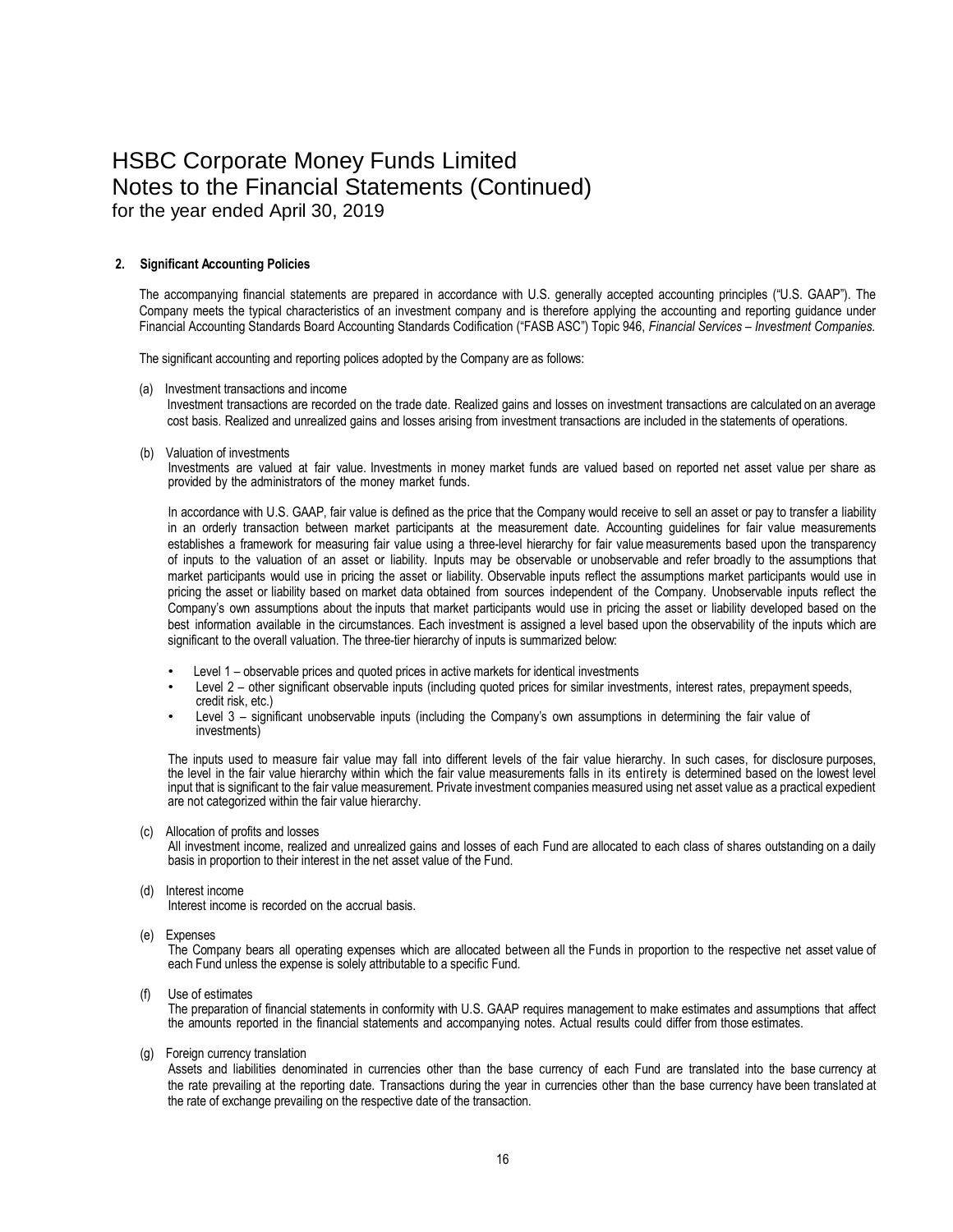# HSBC Corporate Money Funds Limited
## Notes to the Financial Statements (Continued)
### for the year ended April 30, 2019

**2. Significant Accounting Policies**

The accompanying financial statements are prepared in accordance with U.S. generally accepted accounting principles ("U.S. GAAP"). The Company meets the typical characteristics of an investment company and is therefore applying the accounting and reporting guidance under Financial Accounting Standards Board Accounting Standards Codification ("FASB ASC") Topic 946, *Financial Services – Investment Companies.*

The significant accounting and reporting polices adopted by the Company are as follows:

(a) Investment transactions and income
Investment transactions are recorded on the trade date. Realized gains and losses on investment transactions are calculated on an average cost basis. Realized and unrealized gains and losses arising from investment transactions are included in the statements of operations.

(b) Valuation of investments
Investments are valued at fair value. Investments in money market funds are valued based on reported net asset value per share as provided by the administrators of the money market funds.

In accordance with U.S. GAAP, fair value is defined as the price that the Company would receive to sell an asset or pay to transfer a liability in an orderly transaction between market participants at the measurement date. Accounting guidelines for fair value measurements establishes a framework for measuring fair value using a three-level hierarchy for fair value measurements based upon the transparency of inputs to the valuation of an asset or liability. Inputs may be observable or unobservable and refer broadly to the assumptions that market participants would use in pricing the asset or liability. Observable inputs reflect the assumptions market participants would use in pricing the asset or liability based on market data obtained from sources independent of the Company. Unobservable inputs reflect the Company's own assumptions about the inputs that market participants would use in pricing the asset or liability developed based on the best information available in the circumstances. Each investment is assigned a level based upon the observability of the inputs which are significant to the overall valuation. The three-tier hierarchy of inputs is summarized below:

- Level 1 – observable prices and quoted prices in active markets for identical investments
- Level 2 – other significant observable inputs (including quoted prices for similar investments, interest rates, prepayment speeds, credit risk, etc.)
- Level 3 – significant unobservable inputs (including the Company's own assumptions in determining the fair value of investments)

The inputs used to measure fair value may fall into different levels of the fair value hierarchy. In such cases, for disclosure purposes, the level in the fair value hierarchy within which the fair value measurements falls in its entirety is determined based on the lowest level input that is significant to the fair value measurement. Private investment companies measured using net asset value as a practical expedient are not categorized within the fair value hierarchy.

(c) Allocation of profits and losses
All investment income, realized and unrealized gains and losses of each Fund are allocated to each class of shares outstanding on a daily basis in proportion to their interest in the net asset value of the Fund.

(d) Interest income
Interest income is recorded on the accrual basis.

(e) Expenses
The Company bears all operating expenses which are allocated between all the Funds in proportion to the respective net asset value of each Fund unless the expense is solely attributable to a specific Fund.

(f) Use of estimates
The preparation of financial statements in conformity with U.S. GAAP requires management to make estimates and assumptions that affect the amounts reported in the financial statements and accompanying notes. Actual results could differ from those estimates.

(g) Foreign currency translation
Assets and liabilities denominated in currencies other than the base currency of each Fund are translated into the base currency at the rate prevailing at the reporting date. Transactions during the year in currencies other than the base currency have been translated at the rate of exchange prevailing on the respective date of the transaction.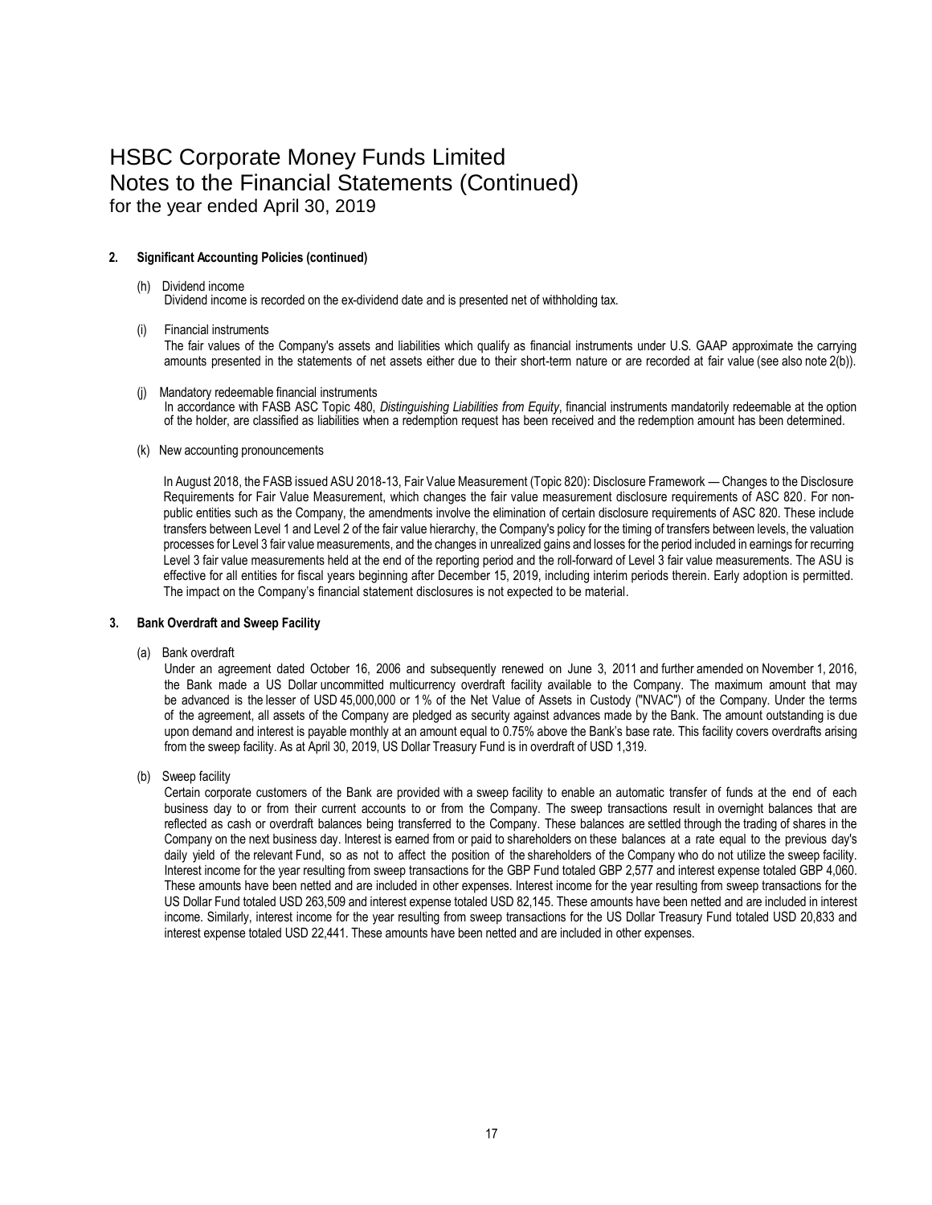# HSBC Corporate Money Funds Limited
## Notes to the Financial Statements (Continued)
for the year ended April 30, 2019

**2. Significant Accounting Policies (continued)**

(h) Dividend income
Dividend income is recorded on the ex-dividend date and is presented net of withholding tax.

(i) Financial instruments
The fair values of the Company's assets and liabilities which qualify as financial instruments under U.S. GAAP approximate the carrying amounts presented in the statements of net assets either due to their short-term nature or are recorded at fair value (see also note 2(b)).

(j) Mandatory redeemable financial instruments
In accordance with FASB ASC Topic 480, *Distinguishing Liabilities from Equity*, financial instruments mandatorily redeemable at the option of the holder, are classified as liabilities when a redemption request has been received and the redemption amount has been determined.

(k) New accounting pronouncements

In August 2018, the FASB issued ASU 2018-13, Fair Value Measurement (Topic 820): Disclosure Framework — Changes to the Disclosure Requirements for Fair Value Measurement, which changes the fair value measurement disclosure requirements of ASC 820. For non-public entities such as the Company, the amendments involve the elimination of certain disclosure requirements of ASC 820. These include transfers between Level 1 and Level 2 of the fair value hierarchy, the Company's policy for the timing of transfers between levels, the valuation processes for Level 3 fair value measurements, and the changes in unrealized gains and losses for the period included in earnings for recurring Level 3 fair value measurements held at the end of the reporting period and the roll-forward of Level 3 fair value measurements. The ASU is effective for all entities for fiscal years beginning after December 15, 2019, including interim periods therein. Early adoption is permitted. The impact on the Company's financial statement disclosures is not expected to be material.

**3. Bank Overdraft and Sweep Facility**

(a) Bank overdraft
Under an agreement dated October 16, 2006 and subsequently renewed on June 3, 2011 and further amended on November 1, 2016, the Bank made a US Dollar uncommitted multicurrency overdraft facility available to the Company. The maximum amount that may be advanced is the lesser of USD 45,000,000 or 1% of the Net Value of Assets in Custody ("NVAC") of the Company. Under the terms of the agreement, all assets of the Company are pledged as security against advances made by the Bank. The amount outstanding is due upon demand and interest is payable monthly at an amount equal to 0.75% above the Bank's base rate. This facility covers overdrafts arising from the sweep facility. As at April 30, 2019, US Dollar Treasury Fund is in overdraft of USD 1,319.

(b) Sweep facility
Certain corporate customers of the Bank are provided with a sweep facility to enable an automatic transfer of funds at the end of each business day to or from their current accounts to or from the Company. The sweep transactions result in overnight balances that are reflected as cash or overdraft balances being transferred to the Company. These balances are settled through the trading of shares in the Company on the next business day. Interest is earned from or paid to shareholders on these balances at a rate equal to the previous day's daily yield of the relevant Fund, so as not to affect the position of the shareholders of the Company who do not utilize the sweep facility. Interest income for the year resulting from sweep transactions for the GBP Fund totaled GBP 2,577 and interest expense totaled GBP 4,060. These amounts have been netted and are included in other expenses. Interest income for the year resulting from sweep transactions for the US Dollar Fund totaled USD 263,509 and interest expense totaled USD 82,145. These amounts have been netted and are included in interest income. Similarly, interest income for the year resulting from sweep transactions for the US Dollar Treasury Fund totaled USD 20,833 and interest expense totaled USD 22,441. These amounts have been netted and are included in other expenses.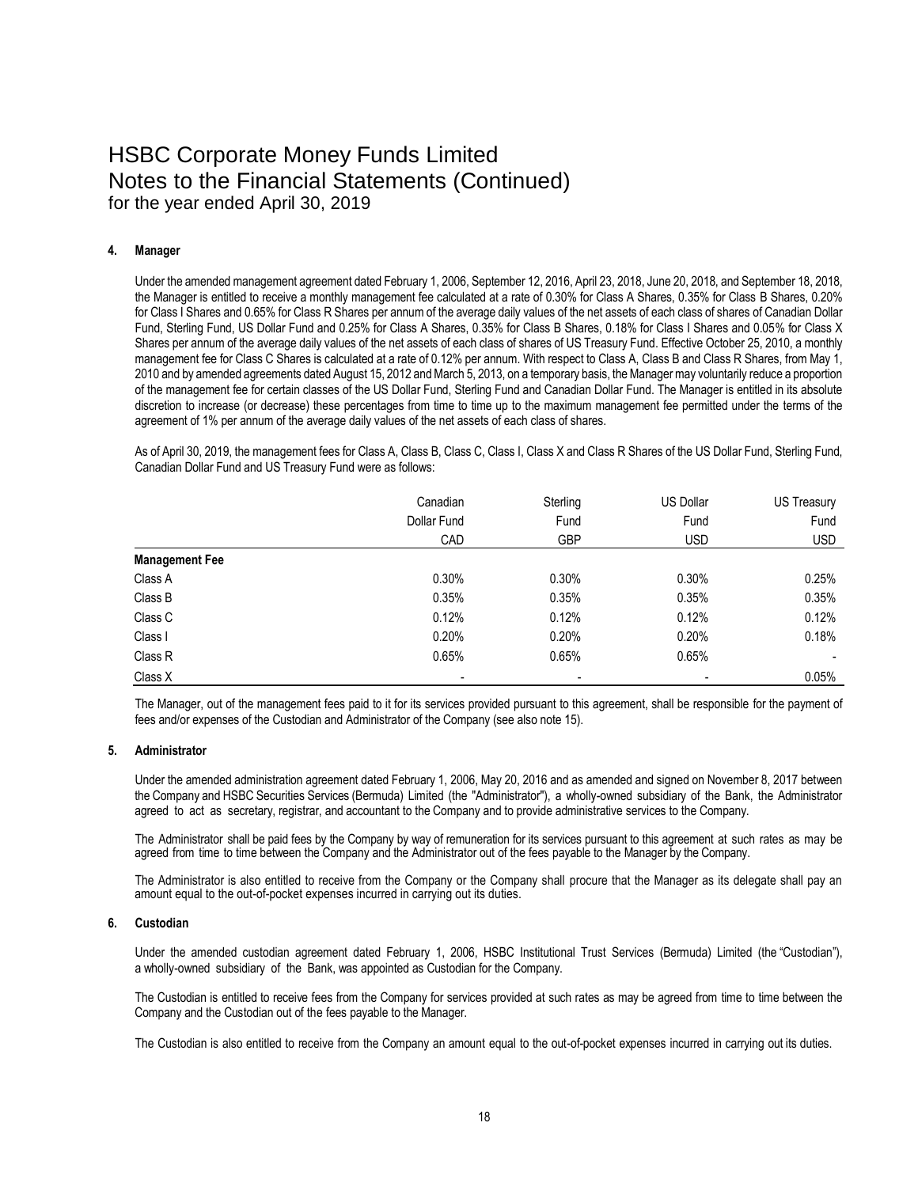# HSBC Corporate Money Funds Limited
# Notes to the Financial Statements (Continued)
for the year ended April 30, 2019

**4. Manager**

Under the amended management agreement dated February 1, 2006, September 12, 2016, April 23, 2018, June 20, 2018, and September 18, 2018, the Manager is entitled to receive a monthly management fee calculated at a rate of 0.30% for Class A Shares, 0.35% for Class B Shares, 0.20% for Class I Shares and 0.65% for Class R Shares per annum of the average daily values of the net assets of each class of shares of Canadian Dollar Fund, Sterling Fund, US Dollar Fund and 0.25% for Class A Shares, 0.35% for Class B Shares, 0.18% for Class I Shares and 0.05% for Class X Shares per annum of the average daily values of the net assets of each class of shares of US Treasury Fund. Effective October 25, 2010, a monthly management fee for Class C Shares is calculated at a rate of 0.12% per annum. With respect to Class A, Class B and Class R Shares, from May 1, 2010 and by amended agreements dated August 15, 2012 and March 5, 2013, on a temporary basis, the Manager may voluntarily reduce a proportion of the management fee for certain classes of the US Dollar Fund, Sterling Fund and Canadian Dollar Fund. The Manager is entitled in its absolute discretion to increase (or decrease) these percentages from time to time up to the maximum management fee permitted under the terms of the agreement of 1% per annum of the average daily values of the net assets of each class of shares.

As of April 30, 2019, the management fees for Class A, Class B, Class C, Class I, Class X and Class R Shares of the US Dollar Fund, Sterling Fund, Canadian Dollar Fund and US Treasury Fund were as follows:

| | Canadian Dollar Fund | Sterling Fund | US Dollar Fund | US Treasury Fund |
|---|---|---|---|---|
| | CAD | GBP | USD | USD |
| **Management Fee** | | | | |
| Class A | 0.30% | 0.30% | 0.30% | 0.25% |
| Class B | 0.35% | 0.35% | 0.35% | 0.35% |
| Class C | 0.12% | 0.12% | 0.12% | 0.12% |
| Class I | 0.20% | 0.20% | 0.20% | 0.18% |
| Class R | 0.65% | 0.65% | 0.65% | - |
| Class X | - | - | - | 0.05% |

The Manager, out of the management fees paid to it for its services provided pursuant to this agreement, shall be responsible for the payment of fees and/or expenses of the Custodian and Administrator of the Company (see also note 15).

**5. Administrator**

Under the amended administration agreement dated February 1, 2006, May 20, 2016 and as amended and signed on November 8, 2017 between the Company and HSBC Securities Services (Bermuda) Limited (the "Administrator"), a wholly-owned subsidiary of the Bank, the Administrator agreed to act as secretary, registrar, and accountant to the Company and to provide administrative services to the Company.

The Administrator shall be paid fees by the Company by way of remuneration for its services pursuant to this agreement at such rates as may be agreed from time to time between the Company and the Administrator out of the fees payable to the Manager by the Company.

The Administrator is also entitled to receive from the Company or the Company shall procure that the Manager as its delegate shall pay an amount equal to the out-of-pocket expenses incurred in carrying out its duties.

**6. Custodian**

Under the amended custodian agreement dated February 1, 2006, HSBC Institutional Trust Services (Bermuda) Limited (the "Custodian"), a wholly-owned subsidiary of the Bank, was appointed as Custodian for the Company.

The Custodian is entitled to receive fees from the Company for services provided at such rates as may be agreed from time to time between the Company and the Custodian out of the fees payable to the Manager.

The Custodian is also entitled to receive from the Company an amount equal to the out-of-pocket expenses incurred in carrying out its duties.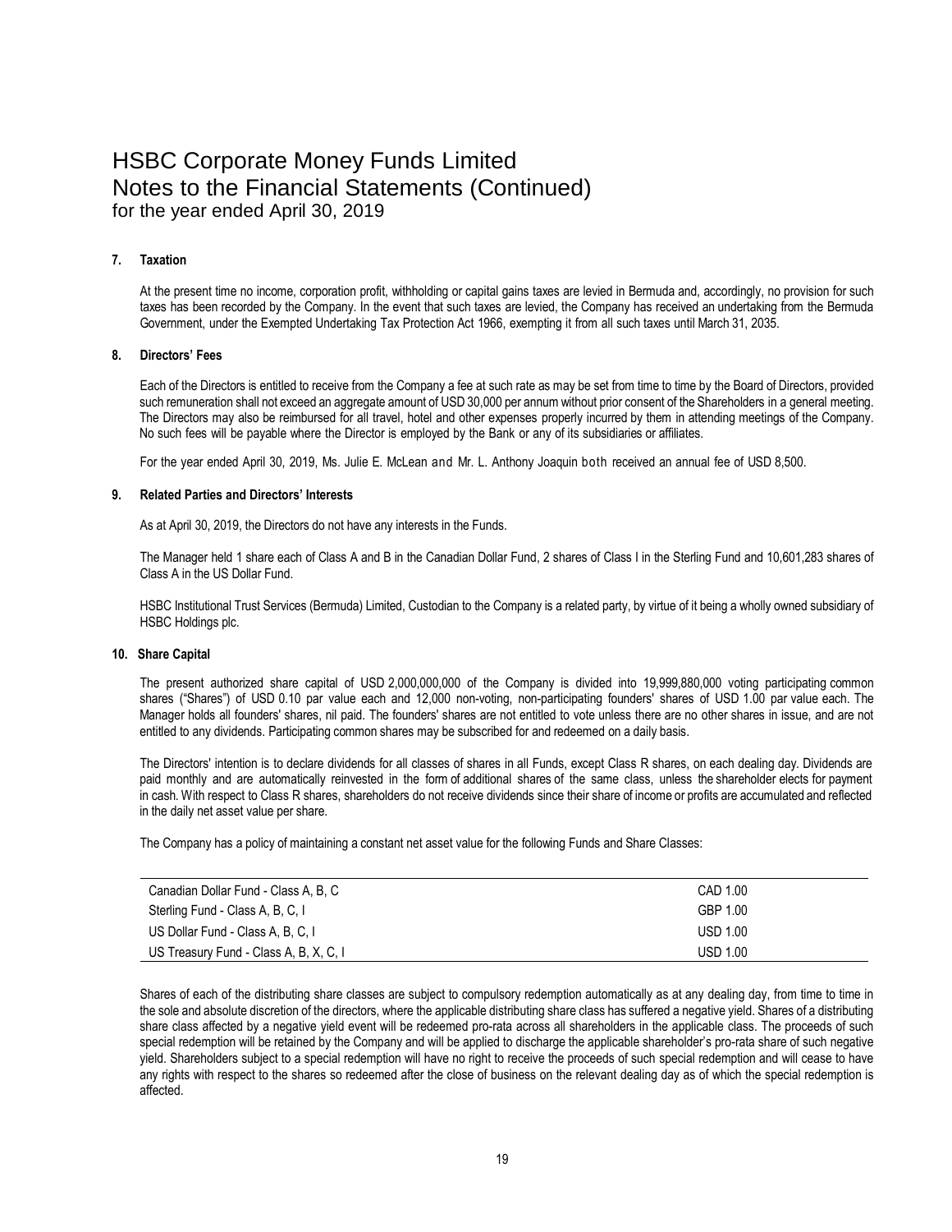# HSBC Corporate Money Funds Limited
# Notes to the Financial Statements (Continued)
for the year ended April 30, 2019

### 7. Taxation

At the present time no income, corporation profit, withholding or capital gains taxes are levied in Bermuda and, accordingly, no provision for such taxes has been recorded by the Company. In the event that such taxes are levied, the Company has received an undertaking from the Bermuda Government, under the Exempted Undertaking Tax Protection Act 1966, exempting it from all such taxes until March 31, 2035.

### 8. Directors' Fees

Each of the Directors is entitled to receive from the Company a fee at such rate as may be set from time to time by the Board of Directors, provided such remuneration shall not exceed an aggregate amount of USD 30,000 per annum without prior consent of the Shareholders in a general meeting. The Directors may also be reimbursed for all travel, hotel and other expenses properly incurred by them in attending meetings of the Company. No such fees will be payable where the Director is employed by the Bank or any of its subsidiaries or affiliates.

For the year ended April 30, 2019, Ms. Julie E. McLean and Mr. L. Anthony Joaquin both received an annual fee of USD 8,500.

### 9. Related Parties and Directors' Interests

As at April 30, 2019, the Directors do not have any interests in the Funds.

The Manager held 1 share each of Class A and B in the Canadian Dollar Fund, 2 shares of Class I in the Sterling Fund and 10,601,283 shares of Class A in the US Dollar Fund.

HSBC Institutional Trust Services (Bermuda) Limited, Custodian to the Company is a related party, by virtue of it being a wholly owned subsidiary of HSBC Holdings plc.

### 10. Share Capital

The present authorized share capital of USD 2,000,000,000 of the Company is divided into 19,999,880,000 voting participating common shares ("Shares") of USD 0.10 par value each and 12,000 non-voting, non-participating founders' shares of USD 1.00 par value each. The Manager holds all founders' shares, nil paid. The founders' shares are not entitled to vote unless there are no other shares in issue, and are not entitled to any dividends. Participating common shares may be subscribed for and redeemed on a daily basis.

The Directors' intention is to declare dividends for all classes of shares in all Funds, except Class R shares, on each dealing day. Dividends are paid monthly and are automatically reinvested in the form of additional shares of the same class, unless the shareholder elects for payment in cash. With respect to Class R shares, shareholders do not receive dividends since their share of income or profits are accumulated and reflected in the daily net asset value per share.

The Company has a policy of maintaining a constant net asset value for the following Funds and Share Classes:

| | |
|---|---|
| Canadian Dollar Fund - Class A, B, C | CAD 1.00 |
| Sterling Fund - Class A, B, C, I | GBP 1.00 |
| US Dollar Fund - Class A, B, C, I | USD 1.00 |
| US Treasury Fund - Class A, B, X, C, I | USD 1.00 |

Shares of each of the distributing share classes are subject to compulsory redemption automatically as at any dealing day, from time to time in the sole and absolute discretion of the directors, where the applicable distributing share class has suffered a negative yield. Shares of a distributing share class affected by a negative yield event will be redeemed pro-rata across all shareholders in the applicable class. The proceeds of such special redemption will be retained by the Company and will be applied to discharge the applicable shareholder's pro-rata share of such negative yield. Shareholders subject to a special redemption will have no right to receive the proceeds of such special redemption and will cease to have any rights with respect to the shares so redeemed after the close of business on the relevant dealing day as of which the special redemption is affected.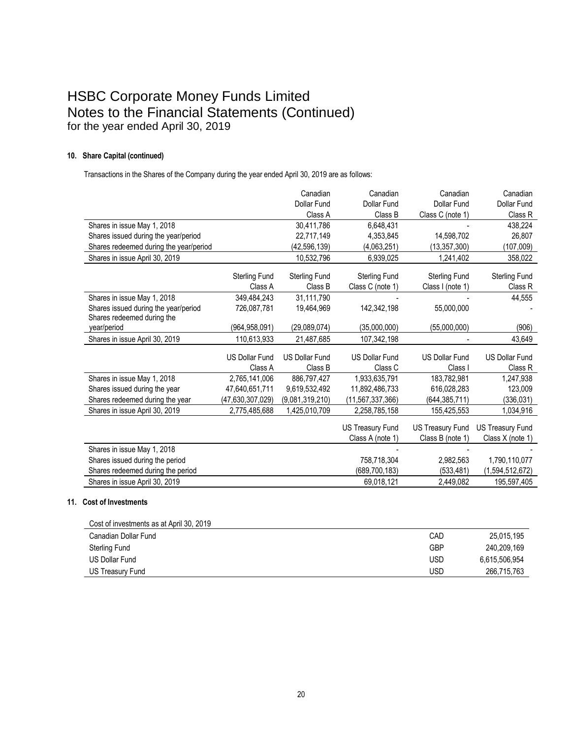# HSBC Corporate Money Funds Limited
# Notes to the Financial Statements (Continued)
## for the year ended April 30, 2019

### 10. Share Capital (continued)

Transactions in the Shares of the Company during the year ended April 30, 2019 are as follows:

| | | Canadian Dollar Fund Class A | Canadian Dollar Fund Class B | Canadian Dollar Fund Class C (note 1) | Canadian Dollar Fund Class R |
|---|---|---|---|---|---|
| Shares in issue May 1, 2018 | | 30,411,786 | 6,648,431 | - | 438,224 |
| Shares issued during the year/period | | 22,717,149 | 4,353,845 | 14,598,702 | 26,807 |
| Shares redeemed during the year/period | | (42,596,139) | (4,063,251) | (13,357,300) | (107,009) |
| Shares in issue April 30, 2019 | | 10,532,796 | 6,939,025 | 1,241,402 | 358,022 |

| | Sterling Fund Class A | Sterling Fund Class B | Sterling Fund Class C (note 1) | Sterling Fund Class I (note 1) | Sterling Fund Class R |
|---|---|---|---|---|---|
| Shares in issue May 1, 2018 | 349,484,243 | 31,111,790 | - | - | 44,555 |
| Shares issued during the year/period | 726,087,781 | 19,464,969 | 142,342,198 | 55,000,000 | - |
| Shares redeemed during the year/period | (964,958,091) | (29,089,074) | (35,000,000) | (55,000,000) | (906) |
| Shares in issue April 30, 2019 | 110,613,933 | 21,487,685 | 107,342,198 | - | 43,649 |

| | US Dollar Fund Class A | US Dollar Fund Class B | US Dollar Fund Class C | US Dollar Fund Class I | US Dollar Fund Class R |
|---|---|---|---|---|---|
| Shares in issue May 1, 2018 | 2,765,141,006 | 886,797,427 | 1,933,635,791 | 183,782,981 | 1,247,938 |
| Shares issued during the year | 47,640,651,711 | 9,619,532,492 | 11,892,486,733 | 616,028,283 | 123,009 |
| Shares redeemed during the year | (47,630,307,029) | (9,081,319,210) | (11,567,337,366) | (644,385,711) | (336,031) |
| Shares in issue April 30, 2019 | 2,775,485,688 | 1,425,010,709 | 2,258,785,158 | 155,425,553 | 1,034,916 |

| | US Treasury Fund Class A (note 1) | US Treasury Fund Class B (note 1) | US Treasury Fund Class X (note 1) |
|---|---|---|---|
| Shares in issue May 1, 2018 | - | - | - |
| Shares issued during the period | 758,718,304 | 2,982,563 | 1,790,110,077 |
| Shares redeemed during the period | (689,700,183) | (533,481) | (1,594,512,672) |
| Shares in issue April 30, 2019 | 69,018,121 | 2,449,082 | 195,597,405 |

### 11. Cost of Investments

| Cost of investments as at April 30, 2019 | | |
|---|---|---|
| Canadian Dollar Fund | CAD | 25,015,195 |
| Sterling Fund | GBP | 240,209,169 |
| US Dollar Fund | USD | 6,615,506,954 |
| US Treasury Fund | USD | 266,715,763 |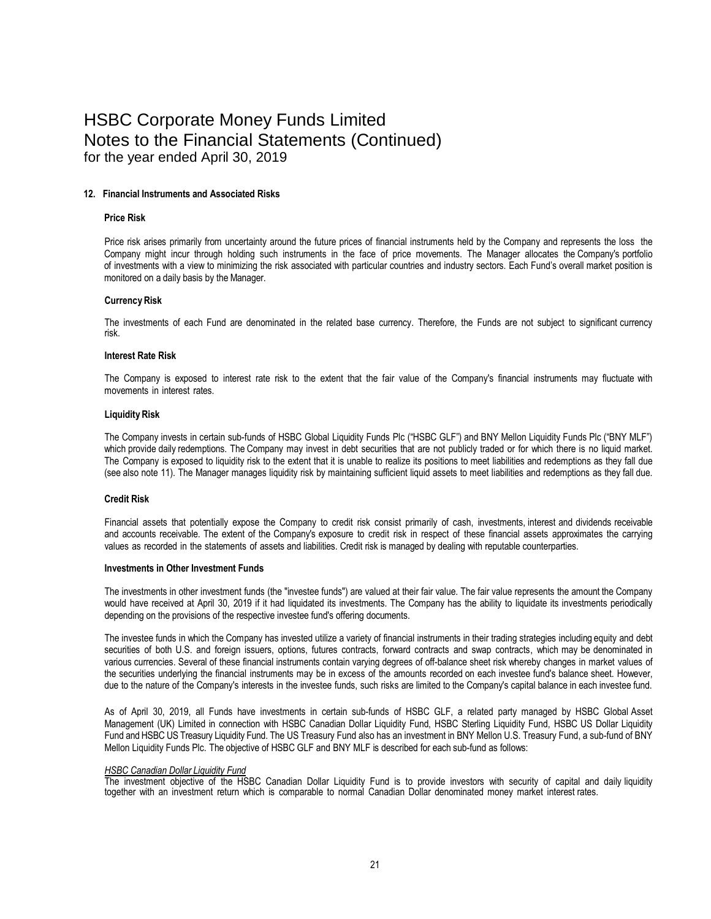# HSBC Corporate Money Funds Limited
## Notes to the Financial Statements (Continued)
for the year ended April 30, 2019

**12. Financial Instruments and Associated Risks**

**Price Risk**

Price risk arises primarily from uncertainty around the future prices of financial instruments held by the Company and represents the loss the Company might incur through holding such instruments in the face of price movements. The Manager allocates the Company's portfolio of investments with a view to minimizing the risk associated with particular countries and industry sectors. Each Fund's overall market position is monitored on a daily basis by the Manager.

**Currency Risk**

The investments of each Fund are denominated in the related base currency. Therefore, the Funds are not subject to significant currency risk.

**Interest Rate Risk**

The Company is exposed to interest rate risk to the extent that the fair value of the Company's financial instruments may fluctuate with movements in interest rates.

**Liquidity Risk**

The Company invests in certain sub-funds of HSBC Global Liquidity Funds Plc ("HSBC GLF") and BNY Mellon Liquidity Funds Plc ("BNY MLF") which provide daily redemptions. The Company may invest in debt securities that are not publicly traded or for which there is no liquid market. The Company is exposed to liquidity risk to the extent that it is unable to realize its positions to meet liabilities and redemptions as they fall due (see also note 11). The Manager manages liquidity risk by maintaining sufficient liquid assets to meet liabilities and redemptions as they fall due.

**Credit Risk**

Financial assets that potentially expose the Company to credit risk consist primarily of cash, investments, interest and dividends receivable and accounts receivable. The extent of the Company's exposure to credit risk in respect of these financial assets approximates the carrying values as recorded in the statements of assets and liabilities. Credit risk is managed by dealing with reputable counterparties.

**Investments in Other Investment Funds**

The investments in other investment funds (the "investee funds") are valued at their fair value. The fair value represents the amount the Company would have received at April 30, 2019 if it had liquidated its investments. The Company has the ability to liquidate its investments periodically depending on the provisions of the respective investee fund's offering documents.

The investee funds in which the Company has invested utilize a variety of financial instruments in their trading strategies including equity and debt securities of both U.S. and foreign issuers, options, futures contracts, forward contracts and swap contracts, which may be denominated in various currencies. Several of these financial instruments contain varying degrees of off-balance sheet risk whereby changes in market values of the securities underlying the financial instruments may be in excess of the amounts recorded on each investee fund's balance sheet. However, due to the nature of the Company's interests in the investee funds, such risks are limited to the Company's capital balance in each investee fund.

As of April 30, 2019, all Funds have investments in certain sub-funds of HSBC GLF, a related party managed by HSBC Global Asset Management (UK) Limited in connection with HSBC Canadian Dollar Liquidity Fund, HSBC Sterling Liquidity Fund, HSBC US Dollar Liquidity Fund and HSBC US Treasury Liquidity Fund. The US Treasury Fund also has an investment in BNY Mellon U.S. Treasury Fund, a sub-fund of BNY Mellon Liquidity Funds Plc. The objective of HSBC GLF and BNY MLF is described for each sub-fund as follows:

*HSBC Canadian Dollar Liquidity Fund*

The investment objective of the HSBC Canadian Dollar Liquidity Fund is to provide investors with security of capital and daily liquidity together with an investment return which is comparable to normal Canadian Dollar denominated money market interest rates.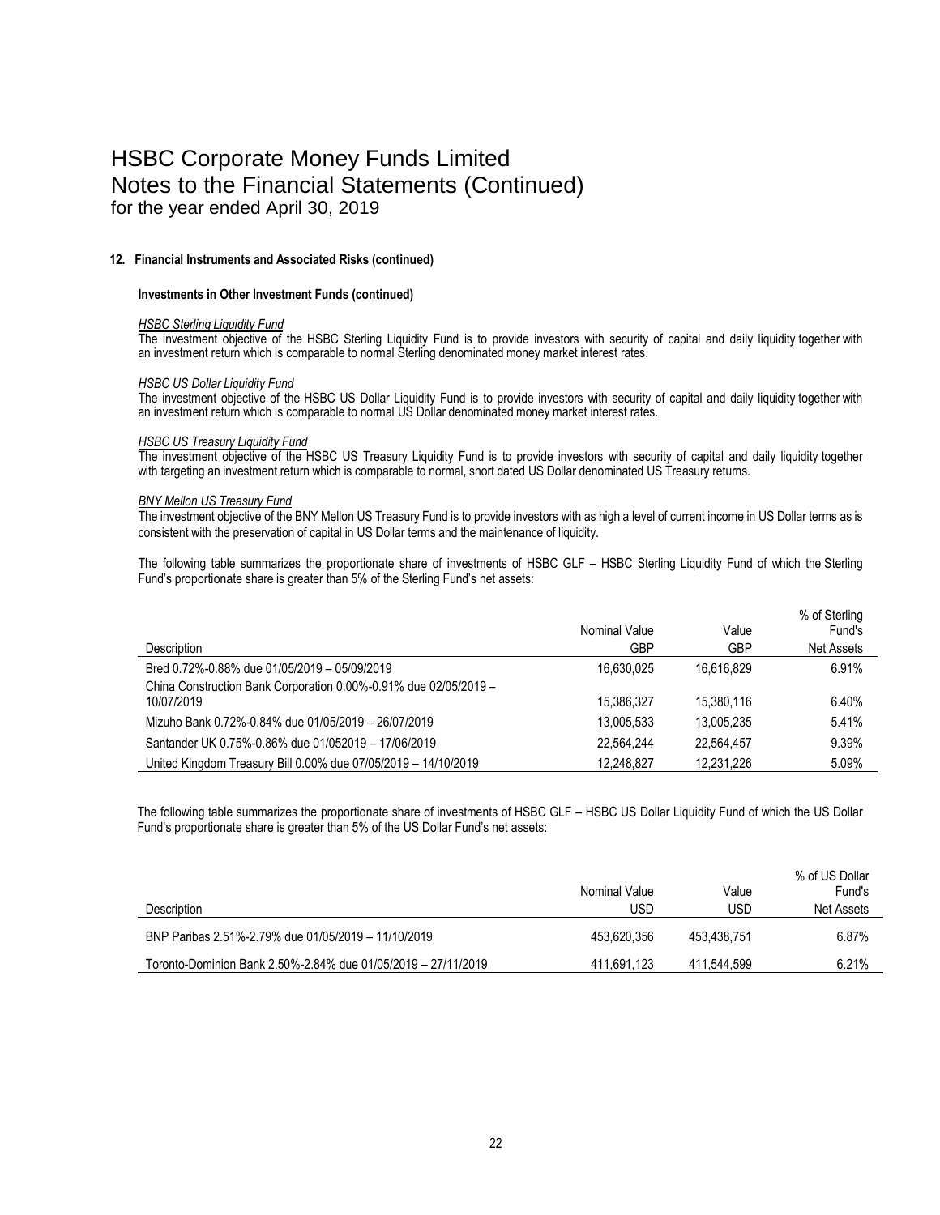# HSBC Corporate Money Funds Limited
# Notes to the Financial Statements (Continued)
### for the year ended April 30, 2019

#### 12. Financial Instruments and Associated Risks (continued)

**Investments in Other Investment Funds (continued)**

*HSBC Sterling Liquidity Fund*
The investment objective of the HSBC Sterling Liquidity Fund is to provide investors with security of capital and daily liquidity together with an investment return which is comparable to normal Sterling denominated money market interest rates.

*HSBC US Dollar Liquidity Fund*
The investment objective of the HSBC US Dollar Liquidity Fund is to provide investors with security of capital and daily liquidity together with an investment return which is comparable to normal US Dollar denominated money market interest rates.

*HSBC US Treasury Liquidity Fund*
The investment objective of the HSBC US Treasury Liquidity Fund is to provide investors with security of capital and daily liquidity together with targeting an investment return which is comparable to normal, short dated US Dollar denominated US Treasury returns.

*BNY Mellon US Treasury Fund*
The investment objective of the BNY Mellon US Treasury Fund is to provide investors with as high a level of current income in US Dollar terms as is consistent with the preservation of capital in US Dollar terms and the maintenance of liquidity.

The following table summarizes the proportionate share of investments of HSBC GLF – HSBC Sterling Liquidity Fund of which the Sterling Fund's proportionate share is greater than 5% of the Sterling Fund's net assets:

| Description | Nominal Value GBP | Value GBP | % of Sterling Fund's Net Assets |
|---|---|---|---|
| Bred 0.72%-0.88% due 01/05/2019 – 05/09/2019 | 16,630,025 | 16,616,829 | 6.91% |
| China Construction Bank Corporation 0.00%-0.91% due 02/05/2019 – 10/07/2019 | 15,386,327 | 15,380,116 | 6.40% |
| Mizuho Bank 0.72%-0.84% due 01/05/2019 – 26/07/2019 | 13,005,533 | 13,005,235 | 5.41% |
| Santander UK 0.75%-0.86% due 01/052019 – 17/06/2019 | 22,564,244 | 22,564,457 | 9.39% |
| United Kingdom Treasury Bill 0.00% due 07/05/2019 – 14/10/2019 | 12,248,827 | 12,231,226 | 5.09% |

The following table summarizes the proportionate share of investments of HSBC GLF – HSBC US Dollar Liquidity Fund of which the US Dollar Fund's proportionate share is greater than 5% of the US Dollar Fund's net assets:

| Description | Nominal Value USD | Value USD | % of US Dollar Fund's Net Assets |
|---|---|---|---|
| BNP Paribas 2.51%-2.79% due 01/05/2019 – 11/10/2019 | 453,620,356 | 453,438,751 | 6.87% |
| Toronto-Dominion Bank 2.50%-2.84% due 01/05/2019 – 27/11/2019 | 411,691,123 | 411,544,599 | 6.21% |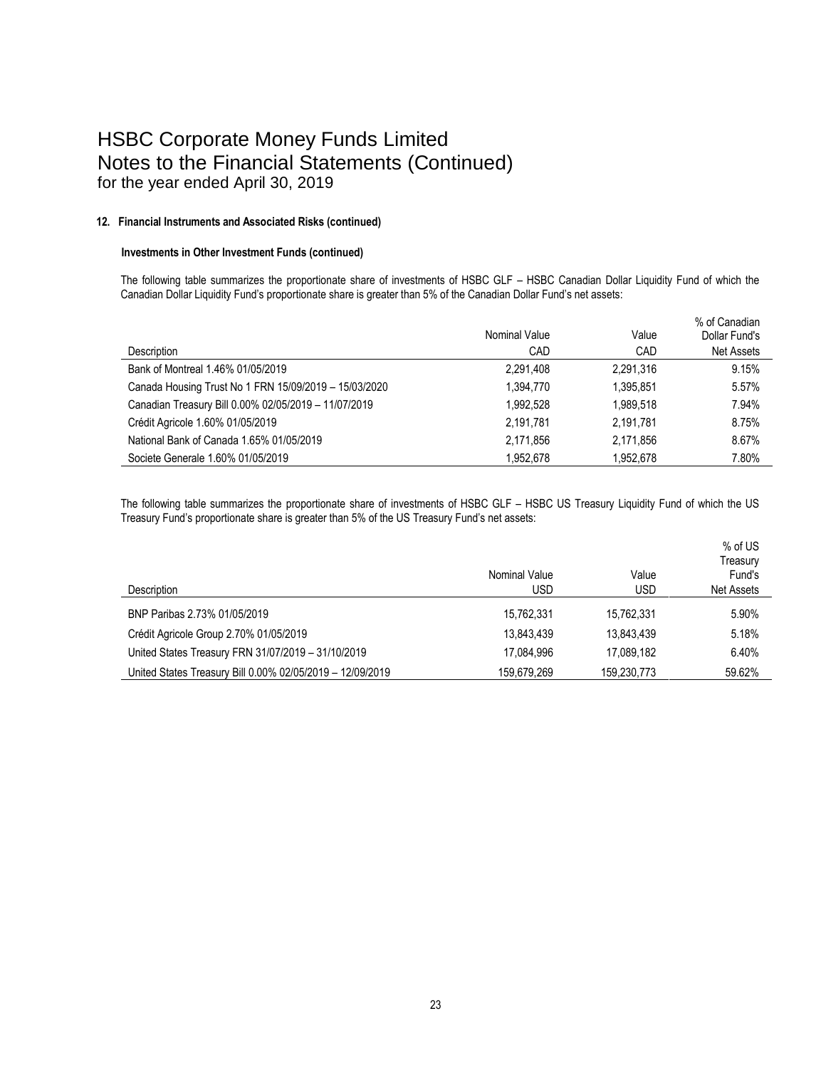# HSBC Corporate Money Funds Limited
# Notes to the Financial Statements (Continued)
for the year ended April 30, 2019

**12. Financial Instruments and Associated Risks (continued)**

**Investments in Other Investment Funds (continued)**

The following table summarizes the proportionate share of investments of HSBC GLF – HSBC Canadian Dollar Liquidity Fund of which the Canadian Dollar Liquidity Fund's proportionate share is greater than 5% of the Canadian Dollar Fund's net assets:

| Description | Nominal Value CAD | Value CAD | % of Canadian Dollar Fund's Net Assets |
|---|---|---|---|
| Bank of Montreal 1.46% 01/05/2019 | 2,291,408 | 2,291,316 | 9.15% |
| Canada Housing Trust No 1 FRN 15/09/2019 – 15/03/2020 | 1,394,770 | 1,395,851 | 5.57% |
| Canadian Treasury Bill 0.00% 02/05/2019 – 11/07/2019 | 1,992,528 | 1,989,518 | 7.94% |
| Crédit Agricole 1.60% 01/05/2019 | 2,191,781 | 2,191,781 | 8.75% |
| National Bank of Canada 1.65% 01/05/2019 | 2,171,856 | 2,171,856 | 8.67% |
| Societe Generale 1.60% 01/05/2019 | 1,952,678 | 1,952,678 | 7.80% |

The following table summarizes the proportionate share of investments of HSBC GLF – HSBC US Treasury Liquidity Fund of which the US Treasury Fund's proportionate share is greater than 5% of the US Treasury Fund's net assets:

| Description | Nominal Value USD | Value USD | % of US Treasury Fund's Net Assets |
|---|---|---|---|
| BNP Paribas 2.73% 01/05/2019 | 15,762,331 | 15,762,331 | 5.90% |
| Crédit Agricole Group 2.70% 01/05/2019 | 13,843,439 | 13,843,439 | 5.18% |
| United States Treasury FRN 31/07/2019 – 31/10/2019 | 17,084,996 | 17,089,182 | 6.40% |
| United States Treasury Bill 0.00% 02/05/2019 – 12/09/2019 | 159,679,269 | 159,230,773 | 59.62% |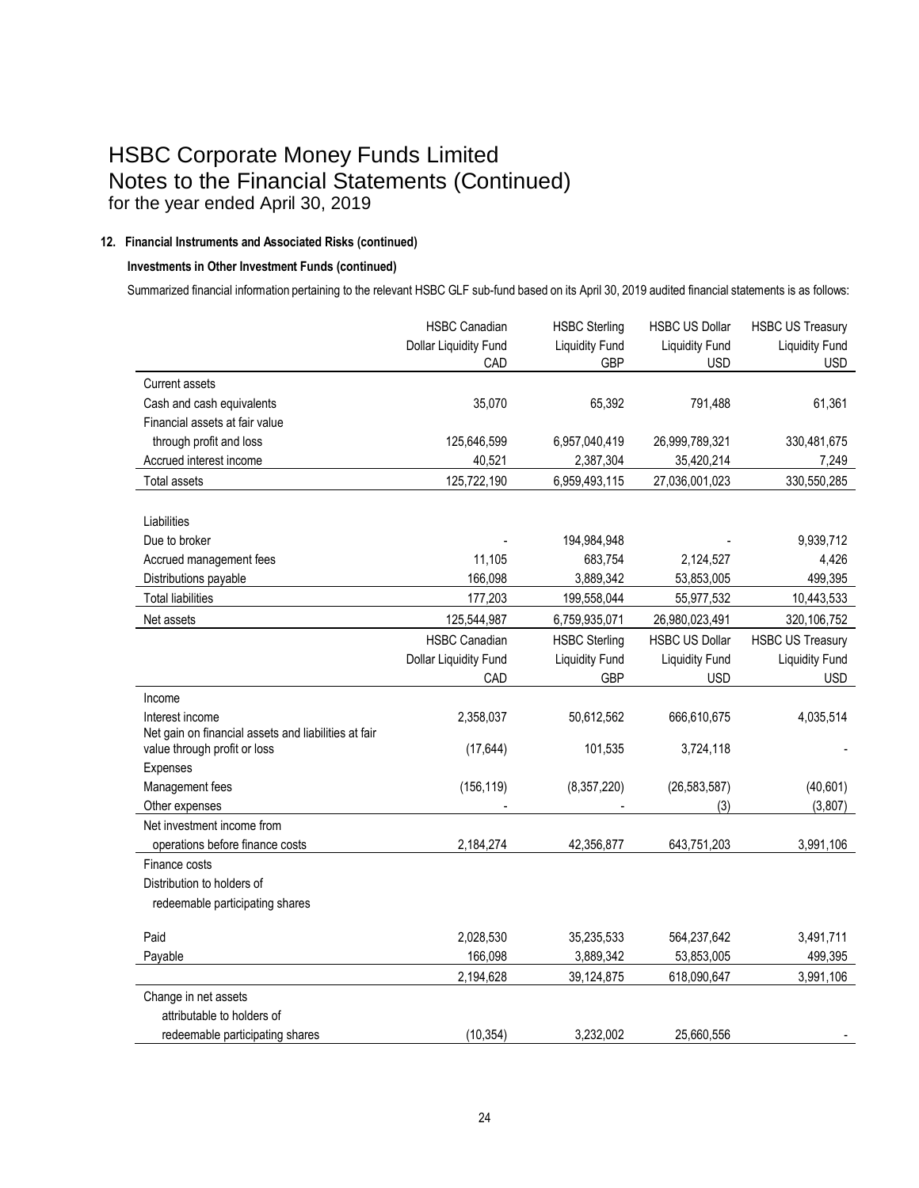# HSBC Corporate Money Funds Limited
# Notes to the Financial Statements (Continued)
## for the year ended April 30, 2019

### 12. Financial Instruments and Associated Risks (continued)

#### Investments in Other Investment Funds (continued)

Summarized financial information pertaining to the relevant HSBC GLF sub-fund based on its April 30, 2019 audited financial statements is as follows:

| | HSBC Canadian Dollar Liquidity Fund CAD | HSBC Sterling Liquidity Fund GBP | HSBC US Dollar Liquidity Fund USD | HSBC US Treasury Liquidity Fund USD |
|---|---|---|---|---|
| Current assets | | | | |
| Cash and cash equivalents | 35,070 | 65,392 | 791,488 | 61,361 |
| Financial assets at fair value through profit and loss | 125,646,599 | 6,957,040,419 | 26,999,789,321 | 330,481,675 |
| Accrued interest income | 40,521 | 2,387,304 | 35,420,214 | 7,249 |
| Total assets | 125,722,190 | 6,959,493,115 | 27,036,001,023 | 330,550,285 |
| Liabilities | | | | |
| Due to broker | - | 194,984,948 | - | 9,939,712 |
| Accrued management fees | 11,105 | 683,754 | 2,124,527 | 4,426 |
| Distributions payable | 166,098 | 3,889,342 | 53,853,005 | 499,395 |
| Total liabilities | 177,203 | 199,558,044 | 55,977,532 | 10,443,533 |
| Net assets | 125,544,987 | 6,759,935,071 | 26,980,023,491 | 320,106,752 |

| | HSBC Canadian Dollar Liquidity Fund CAD | HSBC Sterling Liquidity Fund GBP | HSBC US Dollar Liquidity Fund USD | HSBC US Treasury Liquidity Fund USD |
|---|---|---|---|---|
| Income | | | | |
| Interest income | 2,358,037 | 50,612,562 | 666,610,675 | 4,035,514 |
| Net gain on financial assets and liabilities at fair value through profit or loss | (17,644) | 101,535 | 3,724,118 | - |
| Expenses | | | | |
| Management fees | (156,119) | (8,357,220) | (26,583,587) | (40,601) |
| Other expenses | - | - | (3) | (3,807) |
| Net investment income from operations before finance costs | 2,184,274 | 42,356,877 | 643,751,203 | 3,991,106 |
| Finance costs | | | | |
| Distribution to holders of redeemable participating shares | | | | |
| Paid | 2,028,530 | 35,235,533 | 564,237,642 | 3,491,711 |
| Payable | 166,098 | 3,889,342 | 53,853,005 | 499,395 |
| | 2,194,628 | 39,124,875 | 618,090,647 | 3,991,106 |
| Change in net assets attributable to holders of redeemable participating shares | (10,354) | 3,232,002 | 25,660,556 | - |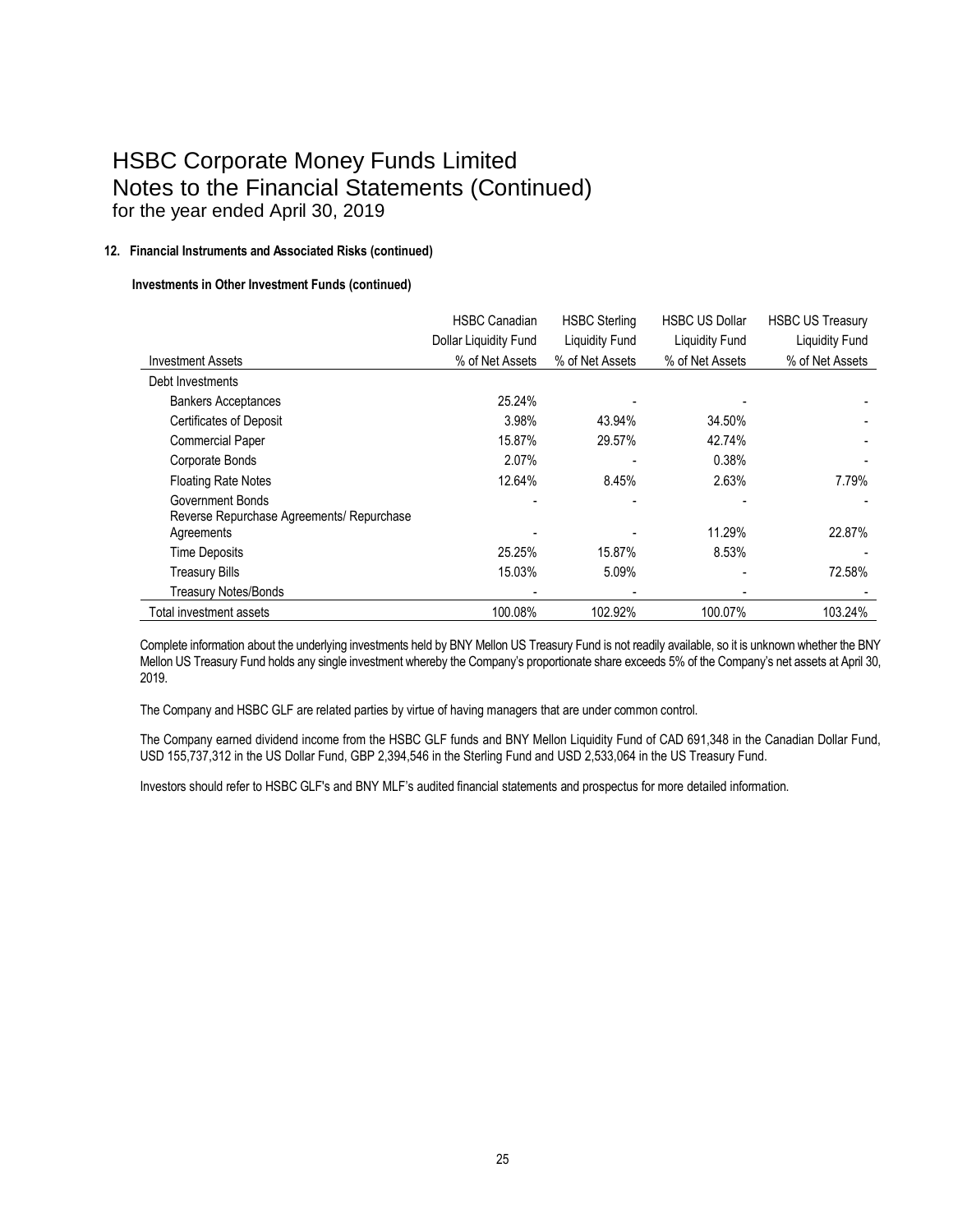# HSBC Corporate Money Funds Limited
## Notes to the Financial Statements (Continued)
### for the year ended April 30, 2019

**12. Financial Instruments and Associated Risks (continued)**

**Investments in Other Investment Funds (continued)**

| Investment Assets | HSBC Canadian Dollar Liquidity Fund % of Net Assets | HSBC Sterling Liquidity Fund % of Net Assets | HSBC US Dollar Liquidity Fund % of Net Assets | HSBC US Treasury Liquidity Fund % of Net Assets |
|---|---|---|---|---|
| Debt Investments | | | | |
| Bankers Acceptances | 25.24% | - | - | - |
| Certificates of Deposit | 3.98% | 43.94% | 34.50% | - |
| Commercial Paper | 15.87% | 29.57% | 42.74% | - |
| Corporate Bonds | 2.07% | - | 0.38% | - |
| Floating Rate Notes | 12.64% | 8.45% | 2.63% | 7.79% |
| Government Bonds | - | - | - | - |
| Reverse Repurchase Agreements/ Repurchase Agreements | - | - | 11.29% | 22.87% |
| Time Deposits | 25.25% | 15.87% | 8.53% | - |
| Treasury Bills | 15.03% | 5.09% | - | 72.58% |
| Treasury Notes/Bonds | - | - | - | - |
| Total investment assets | 100.08% | 102.92% | 100.07% | 103.24% |

Complete information about the underlying investments held by BNY Mellon US Treasury Fund is not readily available, so it is unknown whether the BNY Mellon US Treasury Fund holds any single investment whereby the Company's proportionate share exceeds 5% of the Company's net assets at April 30, 2019.

The Company and HSBC GLF are related parties by virtue of having managers that are under common control.

The Company earned dividend income from the HSBC GLF funds and BNY Mellon Liquidity Fund of CAD 691,348 in the Canadian Dollar Fund, USD 155,737,312 in the US Dollar Fund, GBP 2,394,546 in the Sterling Fund and USD 2,533,064 in the US Treasury Fund.

Investors should refer to HSBC GLF's and BNY MLF's audited financial statements and prospectus for more detailed information.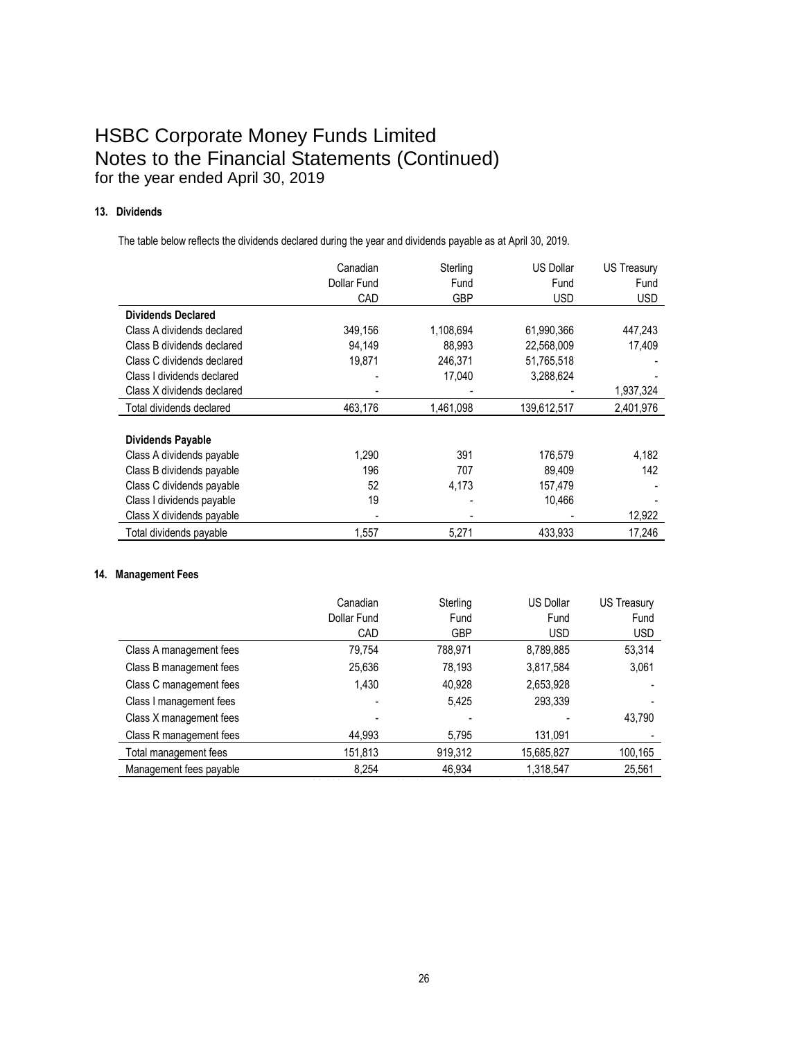# HSBC Corporate Money Funds Limited
# Notes to the Financial Statements (Continued)
## for the year ended April 30, 2019

### 13. Dividends

The table below reflects the dividends declared during the year and dividends payable as at April 30, 2019.

| | Canadian Dollar Fund CAD | Sterling Fund GBP | US Dollar Fund USD | US Treasury Fund USD |
|---|---|---|---|---|
| **Dividends Declared** | | | | |
| Class A dividends declared | 349,156 | 1,108,694 | 61,990,366 | 447,243 |
| Class B dividends declared | 94,149 | 88,993 | 22,568,009 | 17,409 |
| Class C dividends declared | 19,871 | 246,371 | 51,765,518 | - |
| Class I dividends declared | - | 17,040 | 3,288,624 | - |
| Class X dividends declared | - | - | - | 1,937,324 |
| Total dividends declared | 463,176 | 1,461,098 | 139,612,517 | 2,401,976 |
| **Dividends Payable** | | | | |
| Class A dividends payable | 1,290 | 391 | 176,579 | 4,182 |
| Class B dividends payable | 196 | 707 | 89,409 | 142 |
| Class C dividends payable | 52 | 4,173 | 157,479 | - |
| Class I dividends payable | 19 | - | 10,466 | - |
| Class X dividends payable | - | - | - | 12,922 |
| Total dividends payable | 1,557 | 5,271 | 433,933 | 17,246 |

### 14. Management Fees

| | Canadian Dollar Fund CAD | Sterling Fund GBP | US Dollar Fund USD | US Treasury Fund USD |
|---|---|---|---|---|
| Class A management fees | 79,754 | 788,971 | 8,789,885 | 53,314 |
| Class B management fees | 25,636 | 78,193 | 3,817,584 | 3,061 |
| Class C management fees | 1,430 | 40,928 | 2,653,928 | - |
| Class I management fees | - | 5,425 | 293,339 | - |
| Class X management fees | - | - | - | 43,790 |
| Class R management fees | 44,993 | 5,795 | 131,091 | - |
| Total management fees | 151,813 | 919,312 | 15,685,827 | 100,165 |
| Management fees payable | 8,254 | 46,934 | 1,318,547 | 25,561 |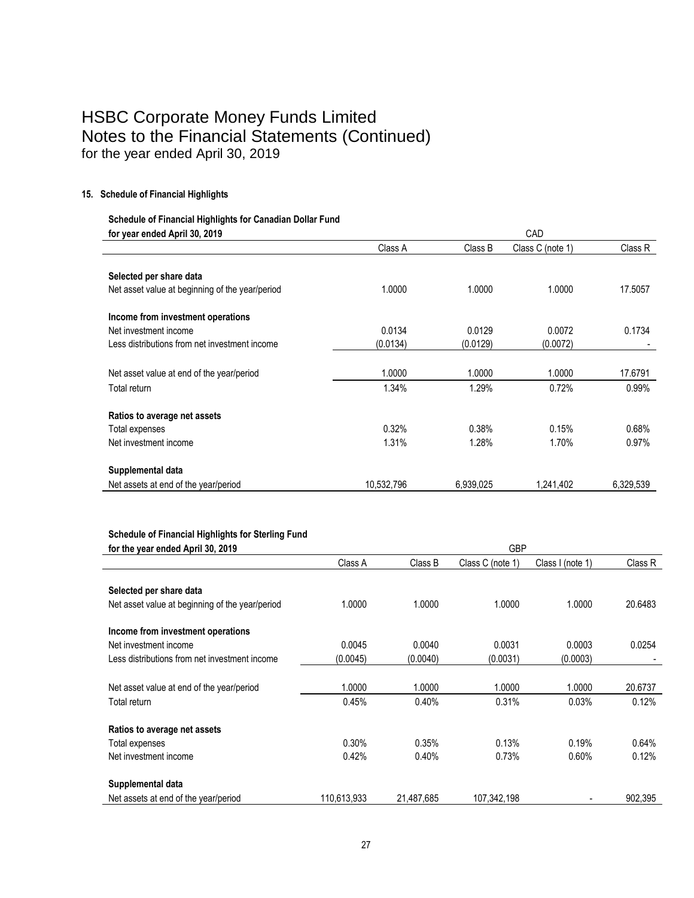# HSBC Corporate Money Funds Limited
# Notes to the Financial Statements (Continued)
## for the year ended April 30, 2019

### 15. Schedule of Financial Highlights

**Schedule of Financial Highlights for Canadian Dollar Fund**

| for year ended April 30, 2019 | CAD | | | |
|---|---|---|---|---|
| | Class A | Class B | Class C (note 1) | Class R |
| **Selected per share data** | | | | |
| Net asset value at beginning of the year/period | 1.0000 | 1.0000 | 1.0000 | 17.5057 |
| **Income from investment operations** | | | | |
| Net investment income | 0.0134 | 0.0129 | 0.0072 | 0.1734 |
| Less distributions from net investment income | (0.0134) | (0.0129) | (0.0072) | - |
| Net asset value at end of the year/period | 1.0000 | 1.0000 | 1.0000 | 17.6791 |
| Total return | 1.34% | 1.29% | 0.72% | 0.99% |
| **Ratios to average net assets** | | | | |
| Total expenses | 0.32% | 0.38% | 0.15% | 0.68% |
| Net investment income | 1.31% | 1.28% | 1.70% | 0.97% |
| **Supplemental data** | | | | |
| Net assets at end of the year/period | 10,532,796 | 6,939,025 | 1,241,402 | 6,329,539 |

**Schedule of Financial Highlights for Sterling Fund**

| for the year ended April 30, 2019 | GBP | | | | |
|---|---|---|---|---|---|
| | Class A | Class B | Class C (note 1) | Class I (note 1) | Class R |
| **Selected per share data** | | | | | |
| Net asset value at beginning of the year/period | 1.0000 | 1.0000 | 1.0000 | 1.0000 | 20.6483 |
| **Income from investment operations** | | | | | |
| Net investment income | 0.0045 | 0.0040 | 0.0031 | 0.0003 | 0.0254 |
| Less distributions from net investment income | (0.0045) | (0.0040) | (0.0031) | (0.0003) | - |
| Net asset value at end of the year/period | 1.0000 | 1.0000 | 1.0000 | 1.0000 | 20.6737 |
| Total return | 0.45% | 0.40% | 0.31% | 0.03% | 0.12% |
| **Ratios to average net assets** | | | | | |
| Total expenses | 0.30% | 0.35% | 0.13% | 0.19% | 0.64% |
| Net investment income | 0.42% | 0.40% | 0.73% | 0.60% | 0.12% |
| **Supplemental data** | | | | | |
| Net assets at end of the year/period | 110,613,933 | 21,487,685 | 107,342,198 | - | 902,395 |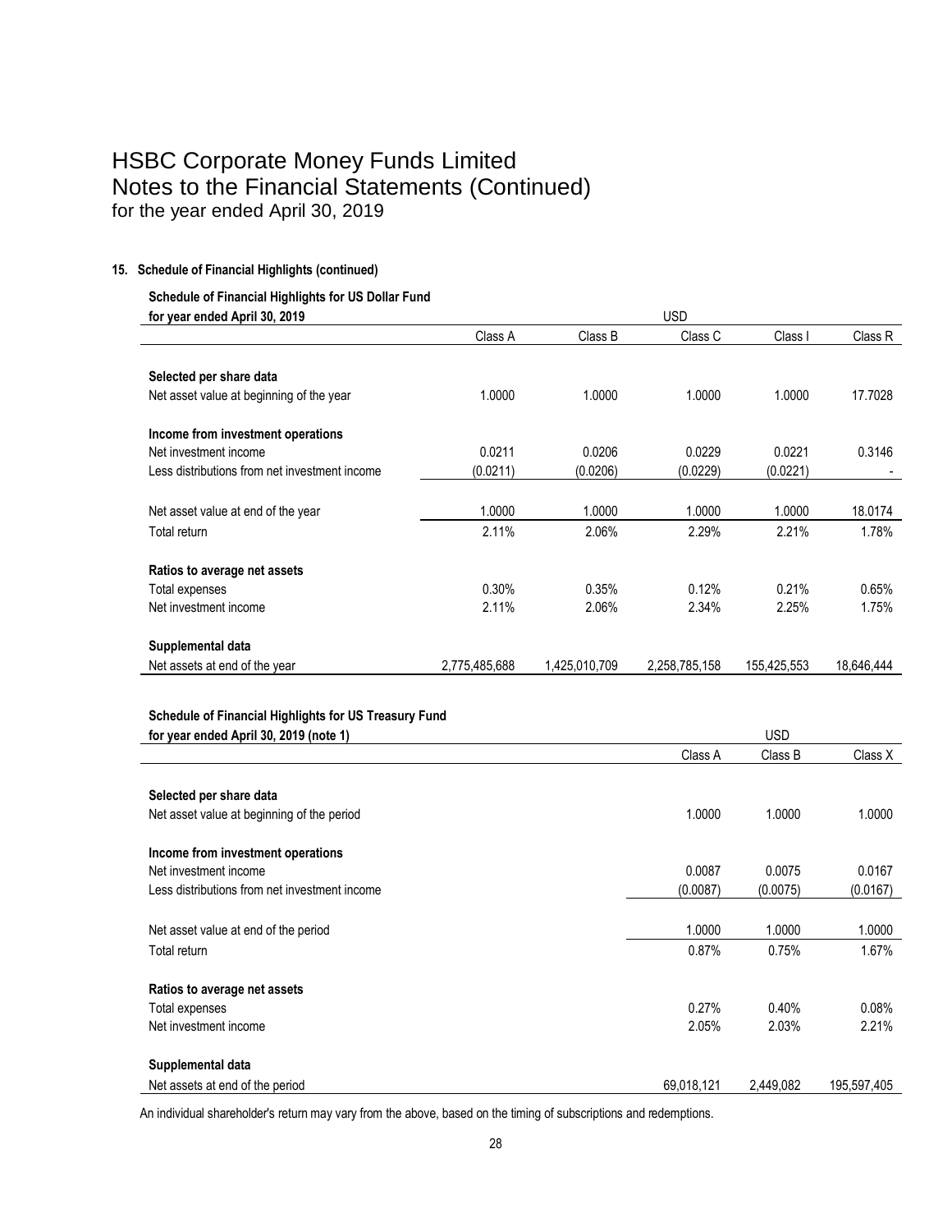# HSBC Corporate Money Funds Limited
## Notes to the Financial Statements (Continued)
### for the year ended April 30, 2019

**15. Schedule of Financial Highlights (continued)**

**Schedule of Financial Highlights for US Dollar Fund**

| **for year ended April 30, 2019** | USD | | | | |
|---|---|---|---|---|---|
| | Class A | Class B | Class C | Class I | Class R |
| **Selected per share data** | | | | | |
| Net asset value at beginning of the year | 1.0000 | 1.0000 | 1.0000 | 1.0000 | 17.7028 |
| **Income from investment operations** | | | | | |
| Net investment income | 0.0211 | 0.0206 | 0.0229 | 0.0221 | 0.3146 |
| Less distributions from net investment income | (0.0211) | (0.0206) | (0.0229) | (0.0221) | - |
| Net asset value at end of the year | 1.0000 | 1.0000 | 1.0000 | 1.0000 | 18.0174 |
| Total return | 2.11% | 2.06% | 2.29% | 2.21% | 1.78% |
| **Ratios to average net assets** | | | | | |
| Total expenses | 0.30% | 0.35% | 0.12% | 0.21% | 0.65% |
| Net investment income | 2.11% | 2.06% | 2.34% | 2.25% | 1.75% |
| **Supplemental data** | | | | | |
| Net assets at end of the year | 2,775,485,688 | 1,425,010,709 | 2,258,785,158 | 155,425,553 | 18,646,444 |

**Schedule of Financial Highlights for US Treasury Fund**

| **for year ended April 30, 2019 (note 1)** | USD | | |
|---|---|---|---|
| | Class A | Class B | Class X |
| **Selected per share data** | | | |
| Net asset value at beginning of the period | 1.0000 | 1.0000 | 1.0000 |
| **Income from investment operations** | | | |
| Net investment income | 0.0087 | 0.0075 | 0.0167 |
| Less distributions from net investment income | (0.0087) | (0.0075) | (0.0167) |
| Net asset value at end of the period | 1.0000 | 1.0000 | 1.0000 |
| Total return | 0.87% | 0.75% | 1.67% |
| **Ratios to average net assets** | | | |
| Total expenses | 0.27% | 0.40% | 0.08% |
| Net investment income | 2.05% | 2.03% | 2.21% |
| **Supplemental data** | | | |
| Net assets at end of the period | 69,018,121 | 2,449,082 | 195,597,405 |

An individual shareholder's return may vary from the above, based on the timing of subscriptions and redemptions.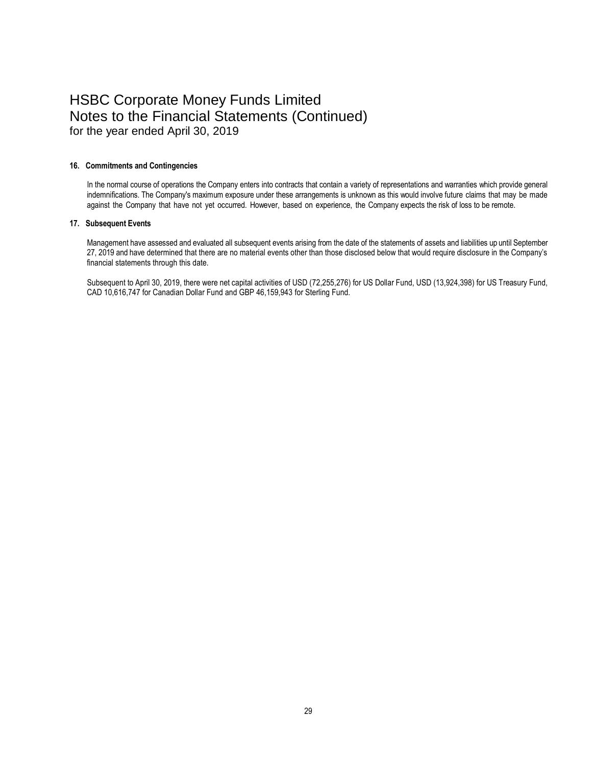# HSBC Corporate Money Funds Limited
## Notes to the Financial Statements (Continued)
for the year ended April 30, 2019

### 16. Commitments and Contingencies

In the normal course of operations the Company enters into contracts that contain a variety of representations and warranties which provide general indemnifications. The Company's maximum exposure under these arrangements is unknown as this would involve future claims that may be made against the Company that have not yet occurred. However, based on experience, the Company expects the risk of loss to be remote.

### 17. Subsequent Events

Management have assessed and evaluated all subsequent events arising from the date of the statements of assets and liabilities up until September 27, 2019 and have determined that there are no material events other than those disclosed below that would require disclosure in the Company's financial statements through this date.

Subsequent to April 30, 2019, there were net capital activities of USD (72,255,276) for US Dollar Fund, USD (13,924,398) for US Treasury Fund, CAD 10,616,747 for Canadian Dollar Fund and GBP 46,159,943 for Sterling Fund.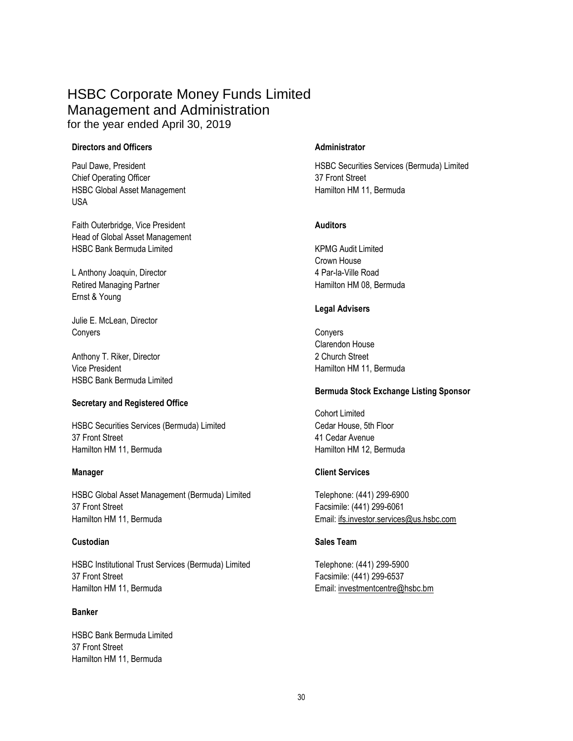# HSBC Corporate Money Funds Limited
## Management and Administration
for the year ended April 30, 2019

**Directors and Officers**

Paul Dawe, President
Chief Operating Officer
HSBC Global Asset Management
USA

Faith Outerbridge, Vice President
Head of Global Asset Management
HSBC Bank Bermuda Limited

L Anthony Joaquin, Director
Retired Managing Partner
Ernst & Young

Julie E. McLean, Director
Conyers

Anthony T. Riker, Director
Vice President
HSBC Bank Bermuda Limited

**Secretary and Registered Office**

HSBC Securities Services (Bermuda) Limited
37 Front Street
Hamilton HM 11, Bermuda

**Manager**

HSBC Global Asset Management (Bermuda) Limited
37 Front Street
Hamilton HM 11, Bermuda

**Custodian**

HSBC Institutional Trust Services (Bermuda) Limited
37 Front Street
Hamilton HM 11, Bermuda

**Banker**

HSBC Bank Bermuda Limited
37 Front Street
Hamilton HM 11, Bermuda

**Administrator**

HSBC Securities Services (Bermuda) Limited
37 Front Street
Hamilton HM 11, Bermuda

**Auditors**

KPMG Audit Limited
Crown House
4 Par-la-Ville Road
Hamilton HM 08, Bermuda

**Legal Advisers**

Conyers
Clarendon House
2 Church Street
Hamilton HM 11, Bermuda

**Bermuda Stock Exchange Listing Sponsor**

Cohort Limited
Cedar House, 5th Floor
41 Cedar Avenue
Hamilton HM 12, Bermuda

**Client Services**

Telephone: (441) 299-6900
Facsimile: (441) 299-6061
Email: ifs.investor.services@us.hsbc.com

**Sales Team**

Telephone: (441) 299-5900
Facsimile: (441) 299-6537
Email: investmentcentre@hsbc.bm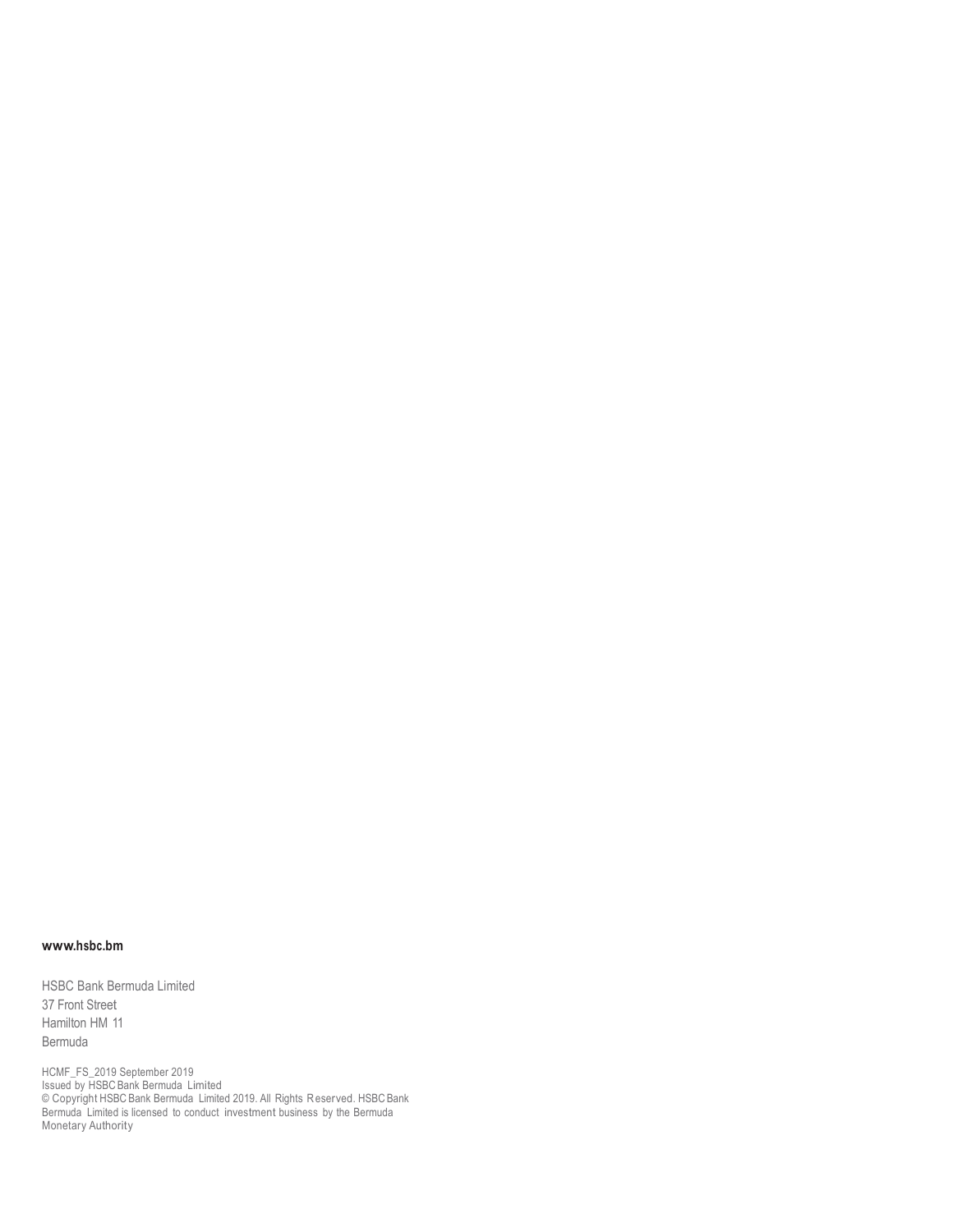**www.hsbc.bm**

HSBC Bank Bermuda Limited
37 Front Street
Hamilton HM 11
Bermuda

HCMF_FS_2019 September 2019
Issued by HSBC Bank Bermuda Limited
© Copyright HSBC Bank Bermuda Limited 2019. All Rights Reserved. HSBC Bank Bermuda Limited is licensed to conduct investment business by the Bermuda Monetary Authority